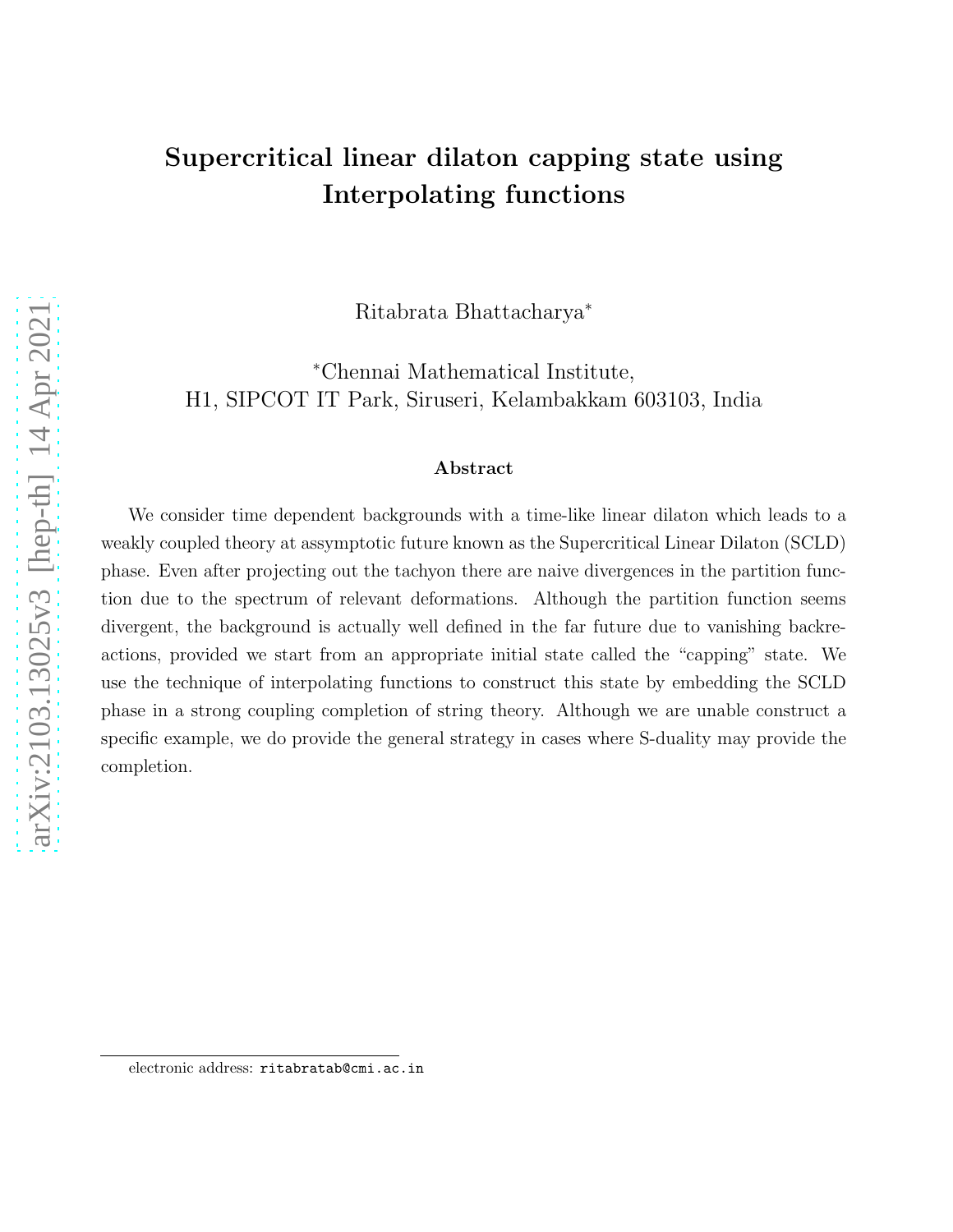# Supercritical linear dilaton capping state using Interpolating functions

Ritabrata Bhattacharya*

*Chennai Mathematical Institute,
H1, SIPCOT IT Park, Siruseri, Kelambakkam 603103, India

## Abstract

We consider time dependent backgrounds with a time-like linear dilaton which leads to a weakly coupled theory at assymptotic future known as the Supercritical Linear Dilaton (SCLD) phase. Even after projecting out the tachyon there are naive divergences in the partition function due to the spectrum of relevant deformations. Although the partition function seems divergent, the background is actually well defined in the far future due to vanishing backreactions, provided we start from an appropriate initial state called the "capping" state. We use the technique of interpolating functions to construct this state by embedding the SCLD phase in a strong coupling completion of string theory. Although we are unable construct a specific example, we do provide the general strategy in cases where S-duality may provide the completion.

---

electronic address: ritabratab@cmi.ac.in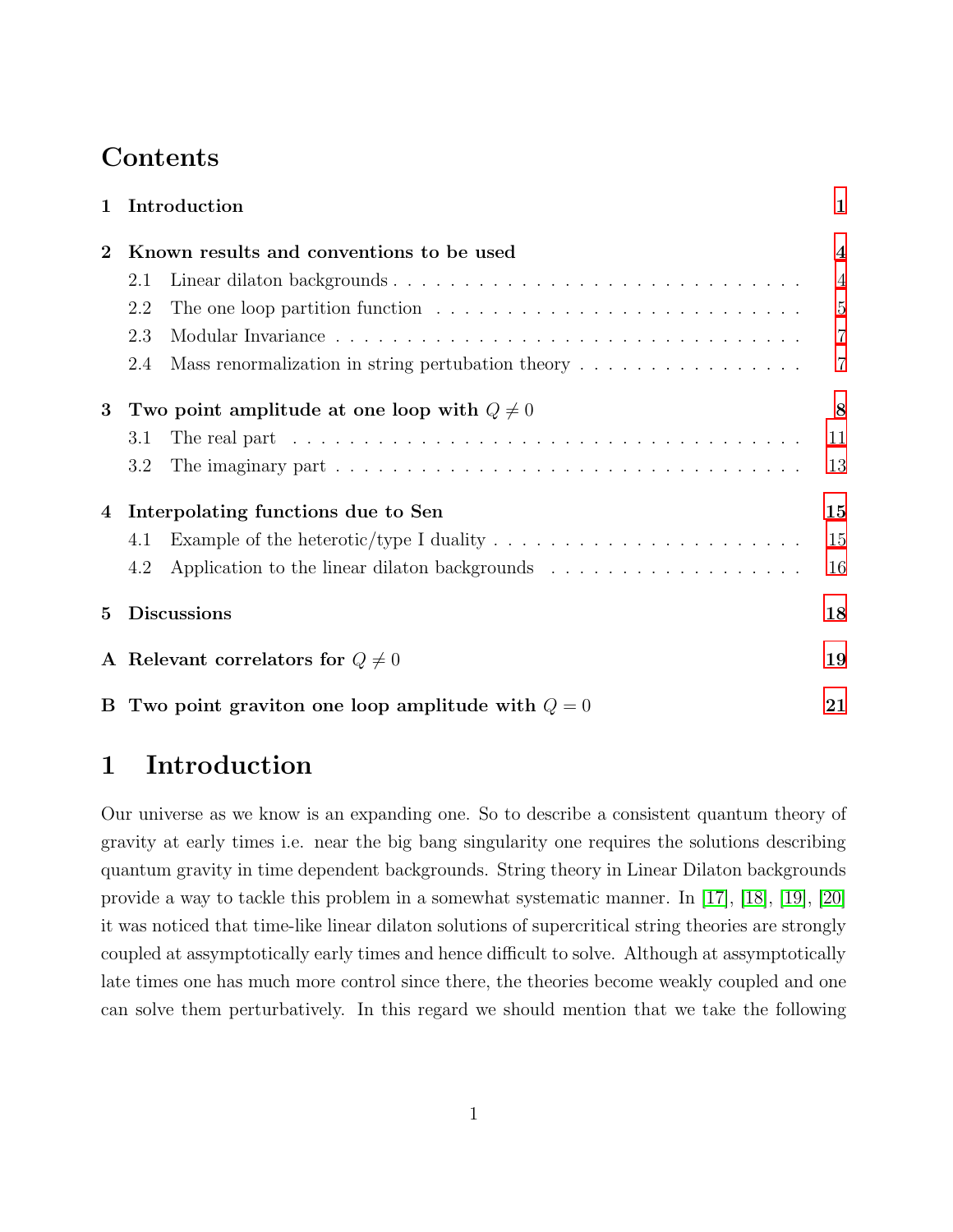# Contents

| | |
|---|---|
| **1 Introduction** | **1** |
| **2 Known results and conventions to be used** | **4** |
| 2.1 Linear dilaton backgrounds | 4 |
| 2.2 The one loop partition function | 5 |
| 2.3 Modular Invariance | 7 |
| 2.4 Mass renormalization in string pertubation theory | 7 |
| **3 Two point amplitude at one loop with $Q \neq 0$** | **8** |
| 3.1 The real part | 11 |
| 3.2 The imaginary part | 13 |
| **4 Interpolating functions due to Sen** | **15** |
| 4.1 Example of the heterotic/type I duality | 15 |
| 4.2 Application to the linear dilaton backgrounds | 16 |
| **5 Discussions** | **18** |
| **A Relevant correlators for $Q \neq 0$** | **19** |
| **B Two point graviton one loop amplitude with $Q = 0$** | **21** |

# 1 Introduction

Our universe as we know is an expanding one. So to describe a consistent quantum theory of gravity at early times i.e. near the big bang singularity one requires the solutions describing quantum gravity in time dependent backgrounds. String theory in Linear Dilaton backgrounds provide a way to tackle this problem in a somewhat systematic manner. In [17], [18], [19], [20] it was noticed that time-like linear dilaton solutions of supercritical string theories are strongly coupled at assymptotically early times and hence difficult to solve. Although at assymptotically late times one has much more control since there, the theories become weakly coupled and one can solve them perturbatively. In this regard we should mention that we take the following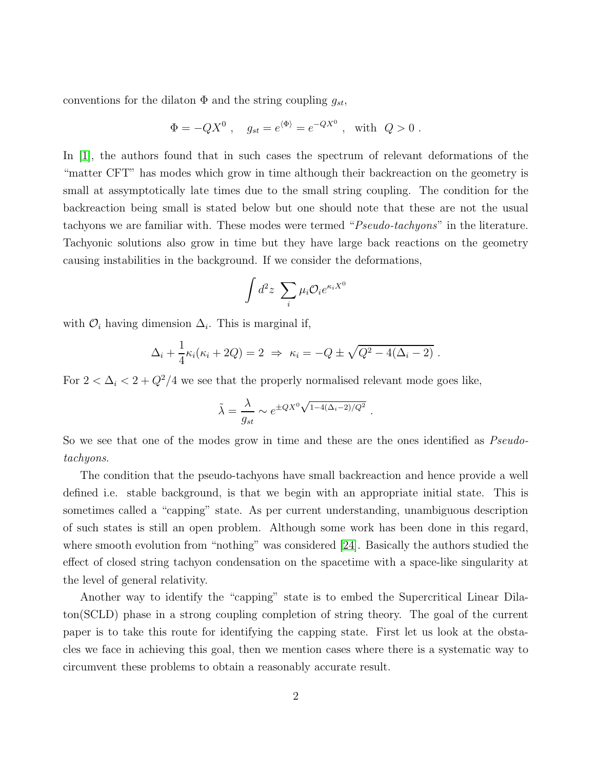conventions for the dilaton $\Phi$ and the string coupling $g_{st}$,

$$\Phi = -QX^0 \ , \quad g_{st} = e^{\langle\Phi\rangle} = e^{-QX^0} \ , \quad \text{with} \ \ Q > 0 \ .$$

In [1], the authors found that in such cases the spectrum of relevant deformations of the "matter CFT" has modes which grow in time although their backreaction on the geometry is small at assymptotically late times due to the small string coupling. The condition for the backreaction being small is stated below but one should note that these are not the usual tachyons we are familiar with. These modes were termed "*Pseudo-tachyons*" in the literature. Tachyonic solutions also grow in time but they have large back reactions on the geometry causing instabilities in the background. If we consider the deformations,

$$\int d^2z \ \sum_i \mu_i \mathcal{O}_i e^{\kappa_i X^0}$$

with $\mathcal{O}_i$ having dimension $\Delta_i$. This is marginal if,

$$\Delta_i + \frac{1}{4}\kappa_i(\kappa_i + 2Q) = 2 \ \Rightarrow \ \kappa_i = -Q \pm \sqrt{Q^2 - 4(\Delta_i - 2)} \ .$$

For $2 < \Delta_i < 2 + Q^2/4$ we see that the properly normalised relevant mode goes like,

$$\tilde{\lambda} = \frac{\lambda}{g_{st}} \sim e^{\pm QX^0\sqrt{1-4(\Delta_i-2)/Q^2}} \ .$$

So we see that one of the modes grow in time and these are the ones identified as *Pseudo-tachyons*.

The condition that the pseudo-tachyons have small backreaction and hence provide a well defined i.e. stable background, is that we begin with an appropriate initial state. This is sometimes called a "capping" state. As per current understanding, unambiguous description of such states is still an open problem. Although some work has been done in this regard, where smooth evolution from "nothing" was considered [24]. Basically the authors studied the effect of closed string tachyon condensation on the spacetime with a space-like singularity at the level of general relativity.

Another way to identify the "capping" state is to embed the Supercritical Linear Dilaton(SCLD) phase in a strong coupling completion of string theory. The goal of the current paper is to take this route for identifying the capping state. First let us look at the obstacles we face in achieving this goal, then we mention cases where there is a systematic way to circumvent these problems to obtain a reasonably accurate result.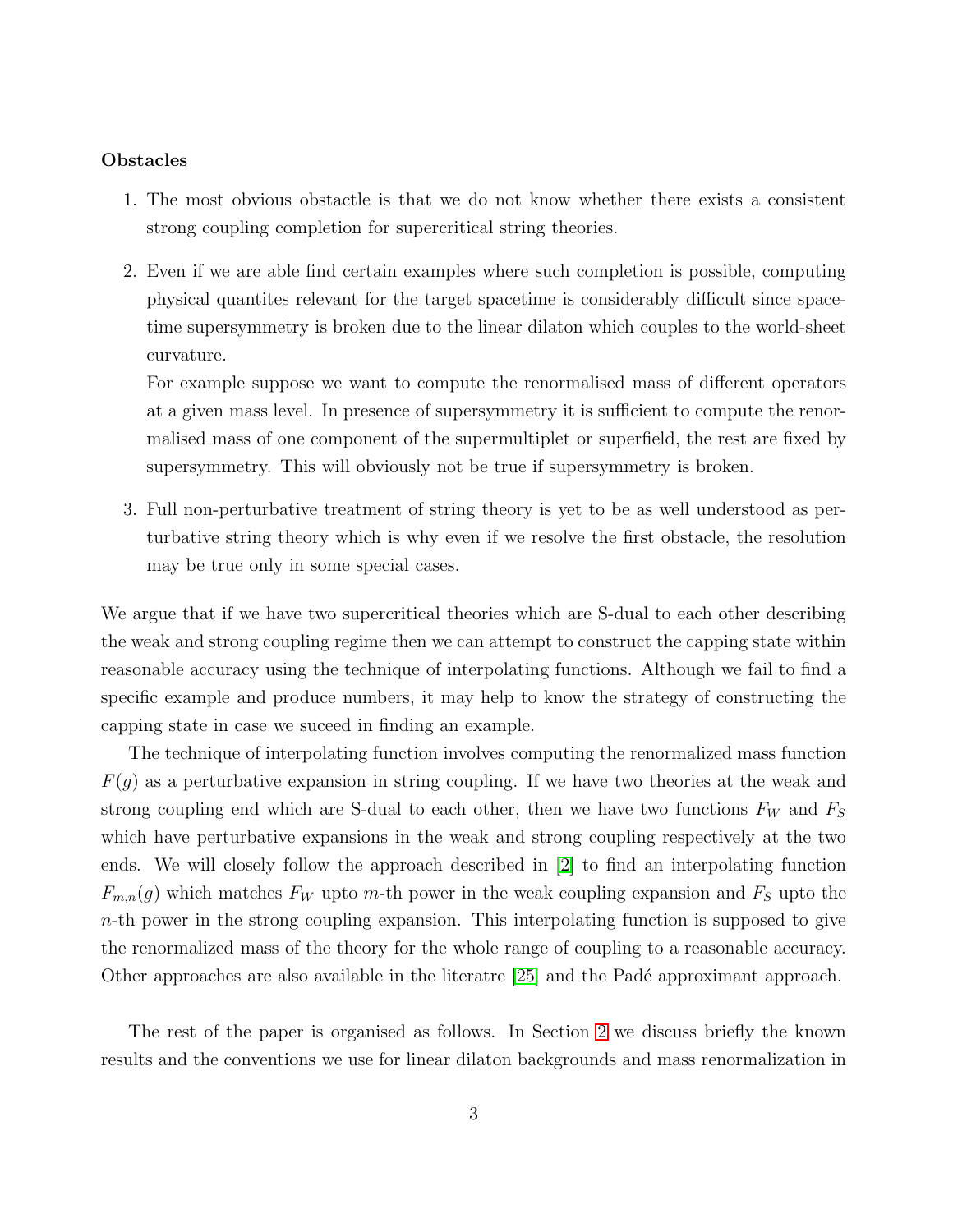**Obstacles**

1. The most obvious obstactle is that we do not know whether there exists a consistent strong coupling completion for supercritical string theories.

2. Even if we are able find certain examples where such completion is possible, computing physical quantites relevant for the target spacetime is considerably difficult since spacetime supersymmetry is broken due to the linear dilaton which couples to the world-sheet curvature.

   For example suppose we want to compute the renormalised mass of different operators at a given mass level. In presence of supersymmetry it is sufficient to compute the renormalised mass of one component of the supermultiplet or superfield, the rest are fixed by supersymmetry. This will obviously not be true if supersymmetry is broken.

3. Full non-perturbative treatment of string theory is yet to be as well understood as perturbative string theory which is why even if we resolve the first obstacle, the resolution may be true only in some special cases.

We argue that if we have two supercritical theories which are S-dual to each other describing the weak and strong coupling regime then we can attempt to construct the capping state within reasonable accuracy using the technique of interpolating functions. Although we fail to find a specific example and produce numbers, it may help to know the strategy of constructing the capping state in case we suceed in finding an example.

The technique of interpolating function involves computing the renormalized mass function $F(g)$ as a perturbative expansion in string coupling. If we have two theories at the weak and strong coupling end which are S-dual to each other, then we have two functions $F_W$ and $F_S$ which have perturbative expansions in the weak and strong coupling respectively at the two ends. We will closely follow the approach described in [2] to find an interpolating function $F_{m,n}(g)$ which matches $F_W$ upto $m$-th power in the weak coupling expansion and $F_S$ upto the $n$-th power in the strong coupling expansion. This interpolating function is supposed to give the renormalized mass of the theory for the whole range of coupling to a reasonable accuracy. Other approaches are also available in the literatre [25] and the Padé approximant approach.

The rest of the paper is organised as follows. In Section 2 we discuss briefly the known results and the conventions we use for linear dilaton backgrounds and mass renormalization in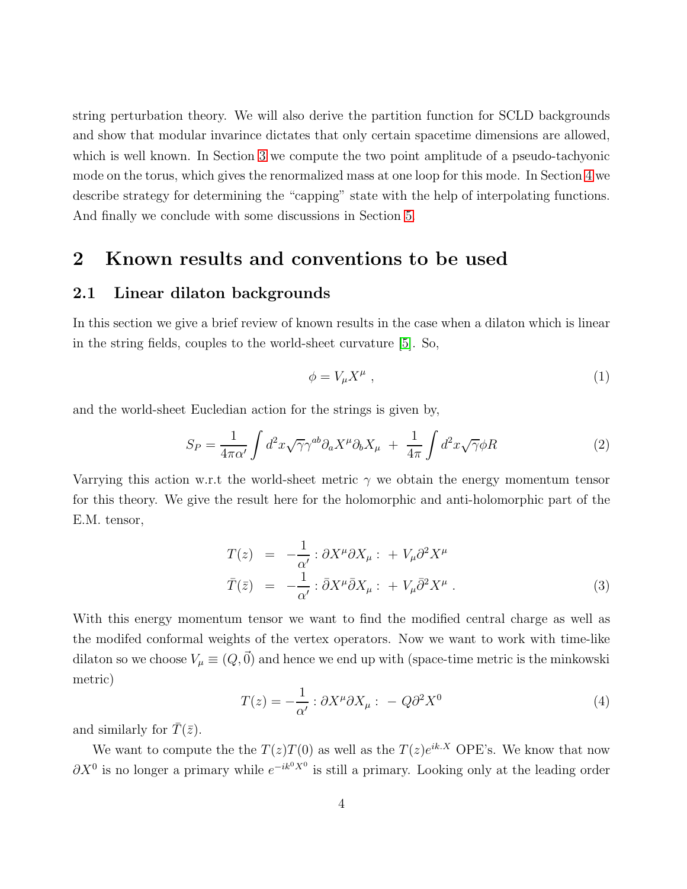string perturbation theory. We will also derive the partition function for SCLD backgrounds and show that modular invarince dictates that only certain spacetime dimensions are allowed, which is well known. In Section 3 we compute the two point amplitude of a pseudo-tachyonic mode on the torus, which gives the renormalized mass at one loop for this mode. In Section 4 we describe strategy for determining the "capping" state with the help of interpolating functions. And finally we conclude with some discussions in Section 5.

## 2 Known results and conventions to be used

### 2.1 Linear dilaton backgrounds

In this section we give a brief review of known results in the case when a dilaton which is linear in the string fields, couples to the world-sheet curvature [5]. So,

$$\phi = V_\mu X^\mu \ , \tag{1}$$

and the world-sheet Eucledian action for the strings is given by,

$$S_P = \frac{1}{4\pi\alpha'}\int d^2x\sqrt{\gamma}\gamma^{ab}\partial_a X^\mu \partial_b X_\mu \ + \ \frac{1}{4\pi}\int d^2x\sqrt{\gamma}\phi R \tag{2}$$

Varrying this action w.r.t the world-sheet metric $\gamma$ we obtain the energy momentum tensor for this theory. We give the result here for the holomorphic and anti-holomorphic part of the E.M. tensor,

$$\begin{aligned} T(z) &= -\frac{1}{\alpha'} : \partial X^\mu \partial X_\mu : \ + V_\mu \partial^2 X^\mu \\ \bar{T}(\bar{z}) &= -\frac{1}{\alpha'} : \bar{\partial} X^\mu \bar{\partial} X_\mu : \ + V_\mu \bar{\partial}^2 X^\mu \ . \end{aligned} \tag{3}$$

With this energy momentum tensor we want to find the modified central charge as well as the modifed conformal weights of the vertex operators. Now we want to work with time-like dilaton so we choose $V_\mu \equiv (Q, \vec{0})$ and hence we end up with (space-time metric is the minkowski metric)

$$T(z) = -\frac{1}{\alpha'} : \partial X^\mu \partial X_\mu : \ - Q\partial^2 X^0 \tag{4}$$

and similarly for $\bar{T}(\bar{z})$.

We want to compute the the $T(z)T(0)$ as well as the $T(z)e^{ik.X}$ OPE's. We know that now $\partial X^0$ is no longer a primary while $e^{-ik^0 X^0}$ is still a primary. Looking only at the leading order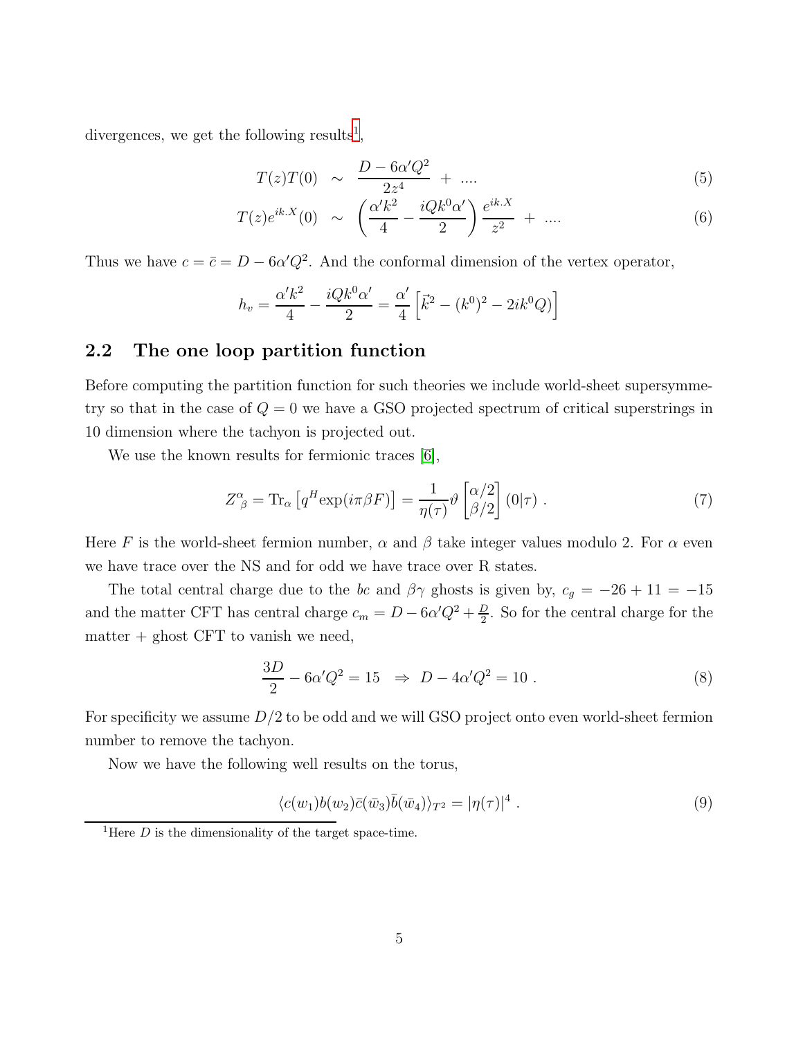divergences, we get the following results[1],

$$T(z)T(0) \sim \frac{D - 6\alpha' Q^2}{2z^4} + .... \tag{5}$$

$$T(z)e^{ik.X}(0) \sim \left(\frac{\alpha' k^2}{4} - \frac{iQk^0\alpha'}{2}\right)\frac{e^{ik.X}}{z^2} + .... \tag{6}$$

Thus we have $c = \bar{c} = D - 6\alpha' Q^2$. And the conformal dimension of the vertex operator,

$$h_v = \frac{\alpha' k^2}{4} - \frac{iQk^0\alpha'}{2} = \frac{\alpha'}{4}\left[\vec{k}^2 - (k^0)^2 - 2ik^0 Q)\right]$$

## 2.2 The one loop partition function

Before computing the partition function for such theories we include world-sheet supersymmetry so that in the case of $Q = 0$ we have a GSO projected spectrum of critical superstrings in 10 dimension where the tachyon is projected out.

We use the known results for fermionic traces [6],

$$Z^\alpha{}_\beta = \mathrm{Tr}_\alpha\left[q^H \exp(i\pi\beta F)\right] = \frac{1}{\eta(\tau)}\vartheta\begin{bmatrix}\alpha/2\\ \beta/2\end{bmatrix}(0|\tau)\ . \tag{7}$$

Here $F$ is the world-sheet fermion number, $\alpha$ and $\beta$ take integer values modulo 2. For $\alpha$ even we have trace over the NS and for odd we have trace over R states.

The total central charge due to the $bc$ and $\beta\gamma$ ghosts is given by, $c_g = -26 + 11 = -15$ and the matter CFT has central charge $c_m = D - 6\alpha' Q^2 + \frac{D}{2}$. So for the central charge for the matter + ghost CFT to vanish we need,

$$\frac{3D}{2} - 6\alpha' Q^2 = 15 \ \ \Rightarrow\ D - 4\alpha' Q^2 = 10\ . \tag{8}$$

For specificity we assume $D/2$ to be odd and we will GSO project onto even world-sheet fermion number to remove the tachyon.

Now we have the following well results on the torus,

$$\langle c(w_1)b(w_2)\bar{c}(\bar{w}_3)\bar{b}(\bar{w}_4)\rangle_{T^2} = |\eta(\tau)|^4\ . \tag{9}$$

[1] Here $D$ is the dimensionality of the target space-time.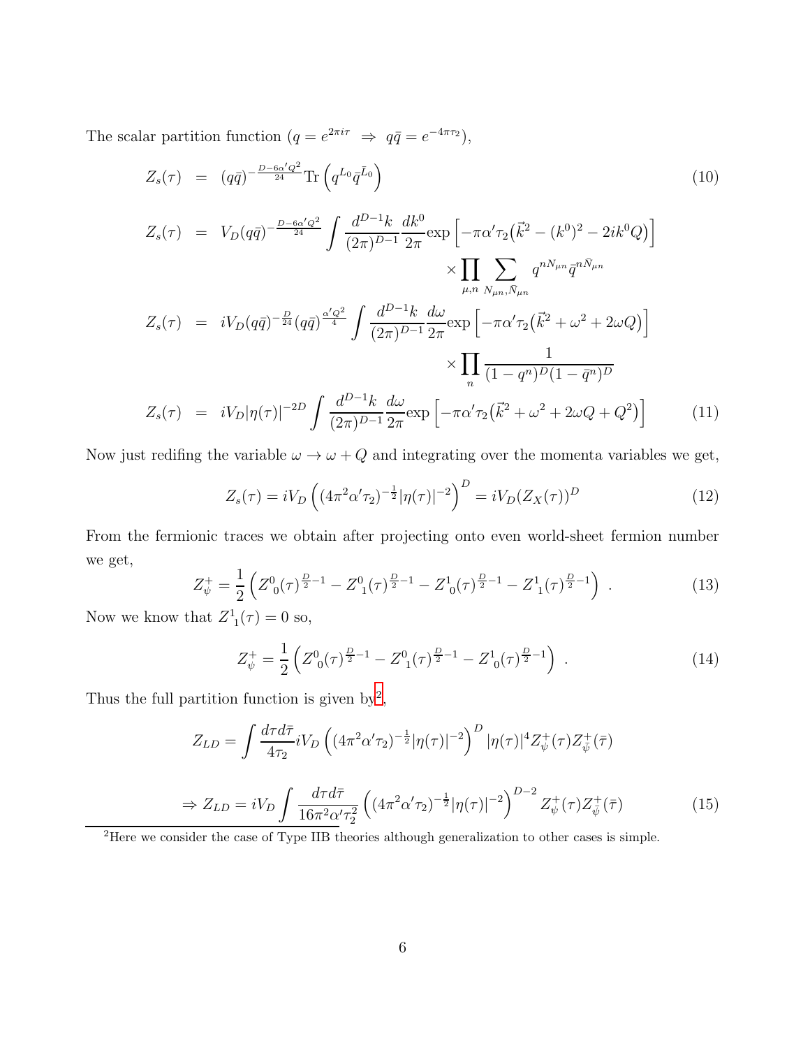The scalar partition function ($q = e^{2\pi i\tau} \;\Rightarrow\; q\bar{q} = e^{-4\pi\tau_2}$),

$$
\begin{aligned}
Z_s(\tau) &= (q\bar{q})^{-\frac{D-6\alpha' Q^2}{24}} \mathrm{Tr}\left(q^{L_0}\bar{q}^{\bar{L}_0}\right) && (10) \\
Z_s(\tau) &= V_D (q\bar{q})^{-\frac{D-6\alpha' Q^2}{24}} \int \frac{d^{D-1}k}{(2\pi)^{D-1}}\frac{dk^0}{2\pi}\exp\left[-\pi\alpha'\tau_2\big(\vec{k}^2-(k^0)^2-2ik^0Q\big)\right] \\
&\qquad\qquad \times \prod_{\mu,n}\sum_{N_{\mu n},\bar{N}_{\mu n}} q^{nN_{\mu n}}\bar{q}^{n\bar{N}_{\mu n}} \\
Z_s(\tau) &= iV_D (q\bar{q})^{-\frac{D}{24}} (q\bar{q})^{\frac{\alpha' Q^2}{4}} \int \frac{d^{D-1}k}{(2\pi)^{D-1}}\frac{d\omega}{2\pi}\exp\left[-\pi\alpha'\tau_2\big(\vec{k}^2+\omega^2+2\omega Q\big)\right] \\
&\qquad\qquad \times \prod_{n}\frac{1}{(1-q^n)^D(1-\bar{q}^n)^D} \\
Z_s(\tau) &= iV_D|\eta(\tau)|^{-2D}\int \frac{d^{D-1}k}{(2\pi)^{D-1}}\frac{d\omega}{2\pi}\exp\left[-\pi\alpha'\tau_2\big(\vec{k}^2+\omega^2+2\omega Q+Q^2\big)\right] && (11)
\end{aligned}
$$

Now just redifing the variable $\omega \to \omega + Q$ and integrating over the momenta variables we get,

$$
Z_s(\tau) = iV_D\left((4\pi^2\alpha'\tau_2)^{-\frac{1}{2}}|\eta(\tau)|^{-2}\right)^D = iV_D(Z_X(\tau))^D \tag{12}
$$

From the fermionic traces we obtain after projecting onto even world-sheet fermion number we get,

$$
Z_\psi^+ = \frac{1}{2}\left({Z^0}_0(\tau)^{\frac{D}{2}-1} - {Z^0}_1(\tau)^{\frac{D}{2}-1} - {Z^1}_0(\tau)^{\frac{D}{2}-1} - {Z^1}_1(\tau)^{\frac{D}{2}-1}\right) \; . \tag{13}
$$

Now we know that ${Z^1}_1(\tau) = 0$ so,

$$
Z_\psi^+ = \frac{1}{2}\left({Z^0}_0(\tau)^{\frac{D}{2}-1} - {Z^0}_1(\tau)^{\frac{D}{2}-1} - {Z^1}_0(\tau)^{\frac{D}{2}-1}\right) \; . \tag{14}
$$

Thus the full partition function is given by[2],

$$
Z_{LD} = \int \frac{d\tau d\bar{\tau}}{4\tau_2} iV_D\left((4\pi^2\alpha'\tau_2)^{-\frac{1}{2}}|\eta(\tau)|^{-2}\right)^D |\eta(\tau)|^4 Z_\psi^+(\tau) Z_{\tilde{\psi}}^+(\bar{\tau})
$$

$$
\Rightarrow Z_{LD} = iV_D\int \frac{d\tau d\bar{\tau}}{16\pi^2\alpha'\tau_2^2}\left((4\pi^2\alpha'\tau_2)^{-\frac{1}{2}}|\eta(\tau)|^{-2}\right)^{D-2} Z_\psi^+(\tau) Z_{\tilde{\psi}}^+(\bar{\tau}) \tag{15}
$$

[2] Here we consider the case of Type IIB theories although generalization to other cases is simple.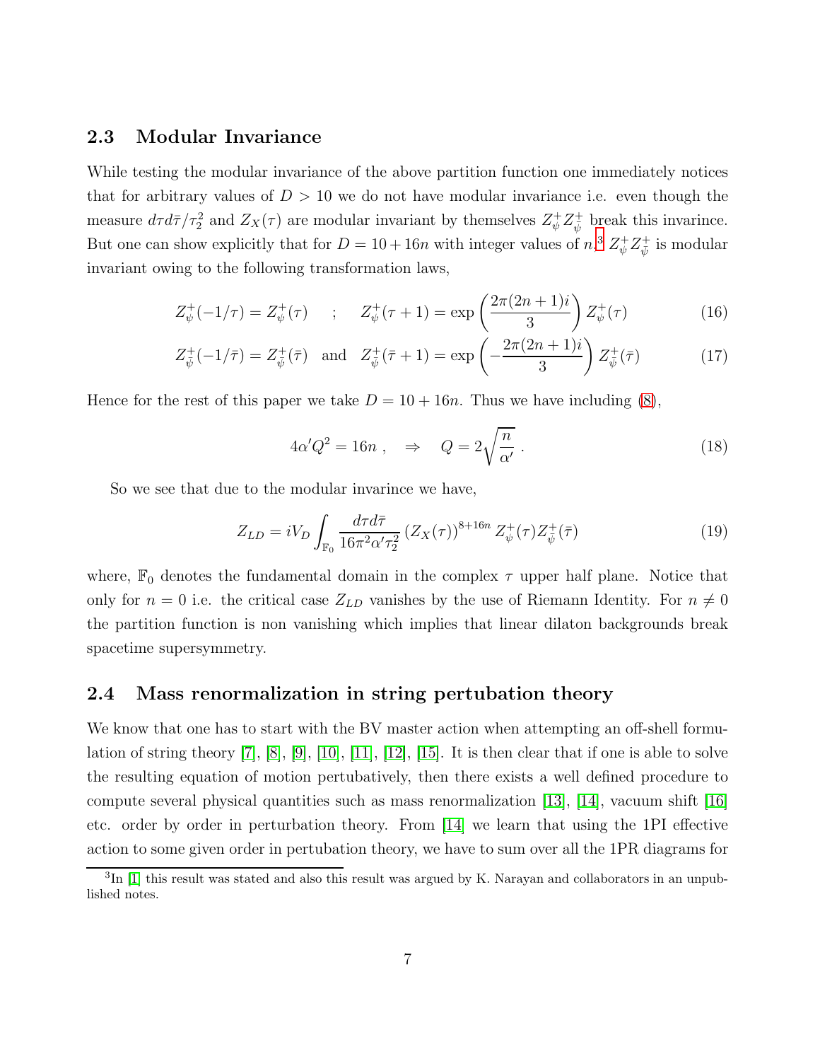### 2.3 Modular Invariance

While testing the modular invariance of the above partition function one immediately notices that for arbitrary values of $D > 10$ we do not have modular invariance i.e. even though the measure $d\tau d\bar{\tau}/\tau_2^2$ and $Z_X(\tau)$ are modular invariant by themselves $Z_\psi^+ Z_{\bar{\psi}}^+$ break this invarince. But one can show explicitly that for $D = 10 + 16n$ with integer values of $n$,[3] $Z_\psi^+ Z_{\bar{\psi}}^+$ is modular invariant owing to the following transformation laws,

$$Z_\psi^+(-1/\tau) = Z_\psi^+(\tau) \quad ; \quad Z_\psi^+(\tau + 1) = \exp\left(\frac{2\pi(2n+1)i}{3}\right) Z_\psi^+(\tau) \tag{16}$$

$$Z_{\bar{\psi}}^+(-1/\bar{\tau}) = Z_{\bar{\psi}}^+(\bar{\tau}) \quad \text{and} \quad Z_{\bar{\psi}}^+(\bar{\tau} + 1) = \exp\left(-\frac{2\pi(2n+1)i}{3}\right) Z_{\bar{\psi}}^+(\bar{\tau}) \tag{17}$$

Hence for the rest of this paper we take $D = 10 + 16n$. Thus we have including (8),

$$4\alpha' Q^2 = 16n \ , \quad \Rightarrow \quad Q = 2\sqrt{\frac{n}{\alpha'}} \ . \tag{18}$$

So we see that due to the modular invarince we have,

$$Z_{LD} = iV_D \int_{\mathbb{F}_0} \frac{d\tau d\bar{\tau}}{16\pi^2 \alpha' \tau_2^2} \left(Z_X(\tau)\right)^{8+16n} Z_\psi^+(\tau) Z_{\bar{\psi}}^+(\bar{\tau}) \tag{19}$$

where, $\mathbb{F}_0$ denotes the fundamental domain in the complex $\tau$ upper half plane. Notice that only for $n = 0$ i.e. the critical case $Z_{LD}$ vanishes by the use of Riemann Identity. For $n \neq 0$ the partition function is non vanishing which implies that linear dilaton backgrounds break spacetime supersymmetry.

### 2.4 Mass renormalization in string pertubation theory

We know that one has to start with the BV master action when attempting an off-shell formulation of string theory [7], [8], [9], [10], [11], [12], [15]. It is then clear that if one is able to solve the resulting equation of motion pertubatively, then there exists a well defined procedure to compute several physical quantities such as mass renormalization [13], [14], vacuum shift [16] etc. order by order in perturbation theory. From [14] we learn that using the 1PI effective action to some given order in pertubation theory, we have to sum over all the 1PR diagrams for

[3] In [1] this result was stated and also this result was argued by K. Narayan and collaborators in an unpublished notes.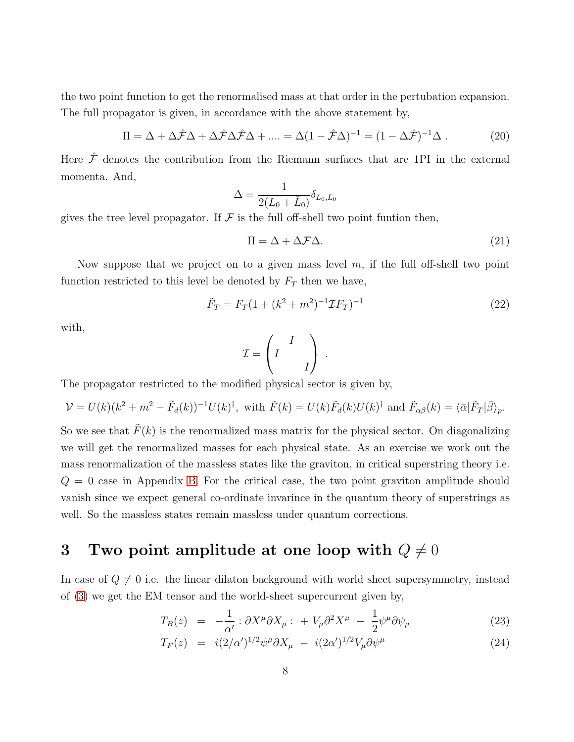the two point function to get the renormalised mass at that order in the pertubation expansion. The full propagator is given, in accordance with the above statement by,

$$\Pi = \Delta + \Delta\hat{\mathcal{F}}\Delta + \Delta\hat{\mathcal{F}}\Delta\hat{\mathcal{F}}\Delta + .... = \Delta(1-\hat{\mathcal{F}}\Delta)^{-1} = (1-\Delta\hat{\mathcal{F}})^{-1}\Delta \ . \tag{20}$$

Here $\hat{\mathcal{F}}$ denotes the contribution from the Riemann surfaces that are 1PI in the external momenta. And,

$$\Delta = \frac{1}{2(L_0+\bar{L}_0)}\delta_{L_0,\bar{L}_0}$$

gives the tree level propagator. If $\mathcal{F}$ is the full off-shell two point funtion then,

$$\Pi = \Delta + \Delta\mathcal{F}\Delta. \tag{21}$$

Now suppose that we project on to a given mass level $m$, if the full off-shell two point function restricted to this level be denoted by $F_T$ then we have,

$$\tilde{F}_T = F_T(1+(k^2+m^2)^{-1}\mathcal{I}F_T)^{-1} \tag{22}$$

with,

$$\mathcal{I} = \begin{pmatrix} & I & \\ I & & \\ & & I \end{pmatrix} .$$

The propagator restricted to the modified physical sector is given by,

$$\mathcal{V} = U(k)(k^2+m^2-\tilde{F}_d(k))^{-1}U(k)^\dagger, \text{ with } \tilde{F}(k) = U(k)\tilde{F}_d(k)U(k)^\dagger \text{ and } \tilde{F}_{\alpha\beta}(k) = \langle\bar{\alpha}|\tilde{F}_T|\bar{\beta}\rangle_p.$$

So we see that $\tilde{F}(k)$ is the renormalized mass matrix for the physical sector. On diagonalizing we will get the renormalized masses for each physical state. As an exercise we work out the mass renormalization of the massless states like the graviton, in critical superstring theory i.e. $Q = 0$ case in Appendix B. For the critical case, the two point graviton amplitude should vanish since we expect general co-ordinate invarince in the quantum theory of superstrings as well. So the massless states remain massless under quantum corrections.

# 3 Two point amplitude at one loop with $Q \neq 0$

In case of $Q \neq 0$ i.e. the linear dilaton background with world sheet supersymmetry, instead of (3) we get the EM tensor and the world-sheet supercurrent given by,

$$T_B(z) = -\frac{1}{\alpha'} :\partial X^\mu \partial X_\mu: \ + V_\mu \partial^2 X^\mu \ - \ \frac{1}{2}\psi^\mu \partial\psi_\mu \tag{23}$$

$$T_F(z) = i(2/\alpha')^{1/2}\psi^\mu \partial X_\mu \ - \ i(2\alpha')^{1/2} V_\mu \partial\psi^\mu \tag{24}$$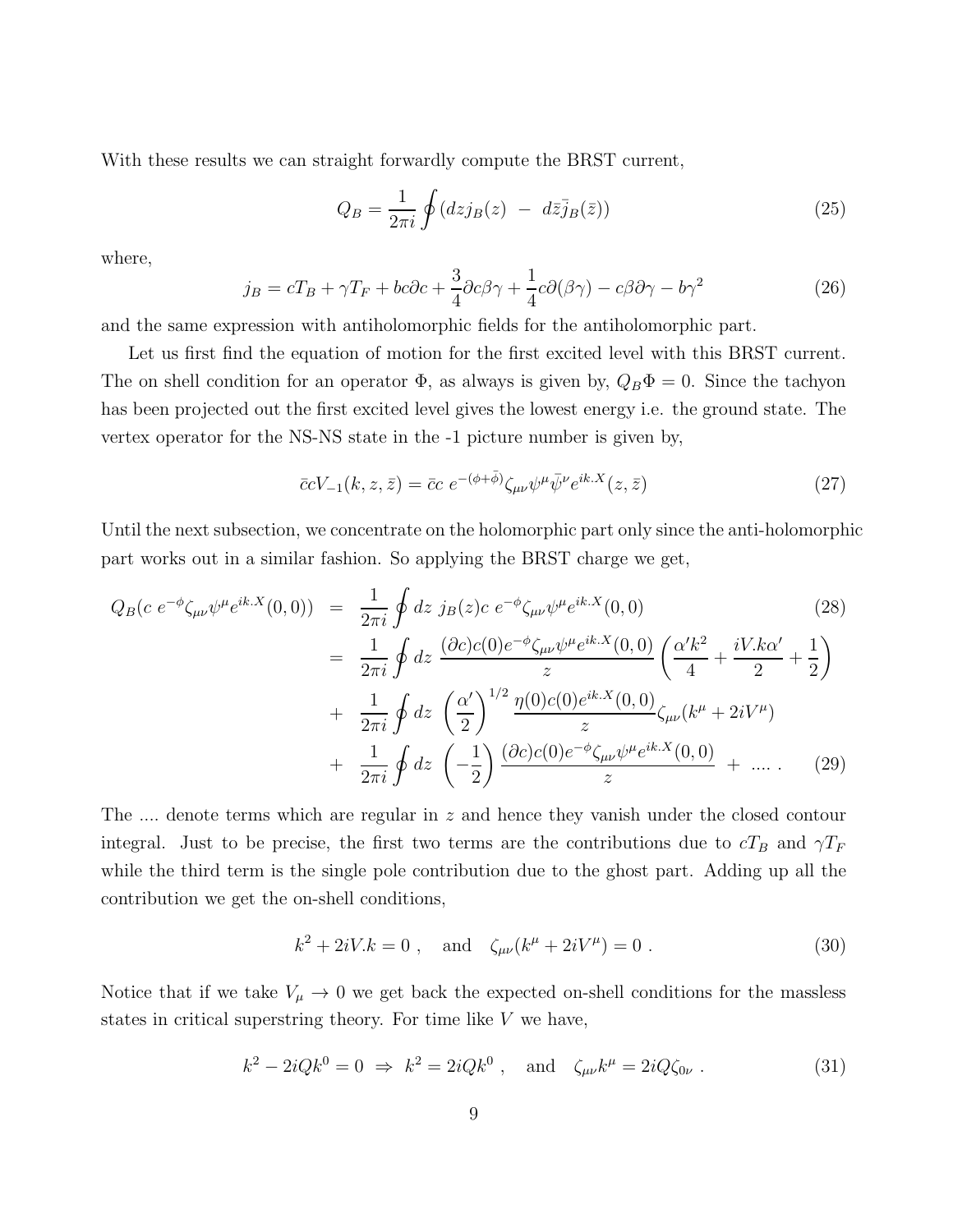With these results we can straight forwardly compute the BRST current,

$$Q_B = \frac{1}{2\pi i}\oint (dz j_B(z) \ - \ d\bar{z}\bar{j}_B(\bar{z})) \tag{25}$$

where,

$$j_B = cT_B + \gamma T_F + bc\partial c + \frac{3}{4}\partial c\beta\gamma + \frac{1}{4}c\partial(\beta\gamma) - c\beta\partial\gamma - b\gamma^2 \tag{26}$$

and the same expression with antiholomorphic fields for the antiholomorphic part.

Let us first find the equation of motion for the first excited level with this BRST current. The on shell condition for an operator $\Phi$, as always is given by, $Q_B\Phi = 0$. Since the tachyon has been projected out the first excited level gives the lowest energy i.e. the ground state. The vertex operator for the NS-NS state in the -1 picture number is given by,

$$\bar{c}cV_{-1}(k, z, \bar{z}) = \bar{c}c \ e^{-(\phi+\bar{\phi})}\zeta_{\mu\nu}\psi^\mu\bar{\psi}^\nu e^{ik.X}(z, \bar{z}) \tag{27}$$

Until the next subsection, we concentrate on the holomorphic part only since the anti-holomorphic part works out in a similar fashion. So applying the BRST charge we get,

$$\begin{aligned} Q_B(c \ e^{-\phi}\zeta_{\mu\nu}\psi^\mu e^{ik.X}(0,0)) &= \frac{1}{2\pi i}\oint dz \ j_B(z)c \ e^{-\phi}\zeta_{\mu\nu}\psi^\mu e^{ik.X}(0,0) \qquad (28)\\ &= \frac{1}{2\pi i}\oint dz \ \frac{(\partial c)c(0)e^{-\phi}\zeta_{\mu\nu}\psi^\mu e^{ik.X}(0,0)}{z}\left(\frac{\alpha' k^2}{4} + \frac{iV.k\alpha'}{2} + \frac{1}{2}\right)\\ &+ \frac{1}{2\pi i}\oint dz \ \left(\frac{\alpha'}{2}\right)^{1/2}\frac{\eta(0)c(0)e^{ik.X}(0,0)}{z}\zeta_{\mu\nu}(k^\mu + 2iV^\mu)\\ &+ \frac{1}{2\pi i}\oint dz \ \left(-\frac{1}{2}\right)\frac{(\partial c)c(0)e^{-\phi}\zeta_{\mu\nu}\psi^\mu e^{ik.X}(0,0)}{z} \ + \ .... \qquad (29)\end{aligned}$$

The .... denote terms which are regular in $z$ and hence they vanish under the closed contour integral. Just to be precise, the first two terms are the contributions due to $cT_B$ and $\gamma T_F$ while the third term is the single pole contribution due to the ghost part. Adding up all the contribution we get the on-shell conditions,

$$k^2 + 2iV.k = 0 \ , \quad \text{and} \quad \zeta_{\mu\nu}(k^\mu + 2iV^\mu) = 0 \ . \tag{30}$$

Notice that if we take $V_\mu \to 0$ we get back the expected on-shell conditions for the massless states in critical superstring theory. For time like $V$ we have,

$$k^2 - 2iQk^0 = 0 \ \Rightarrow \ k^2 = 2iQk^0 \ , \quad \text{and} \quad \zeta_{\mu\nu}k^\mu = 2iQ\zeta_{0\nu} \ . \tag{31}$$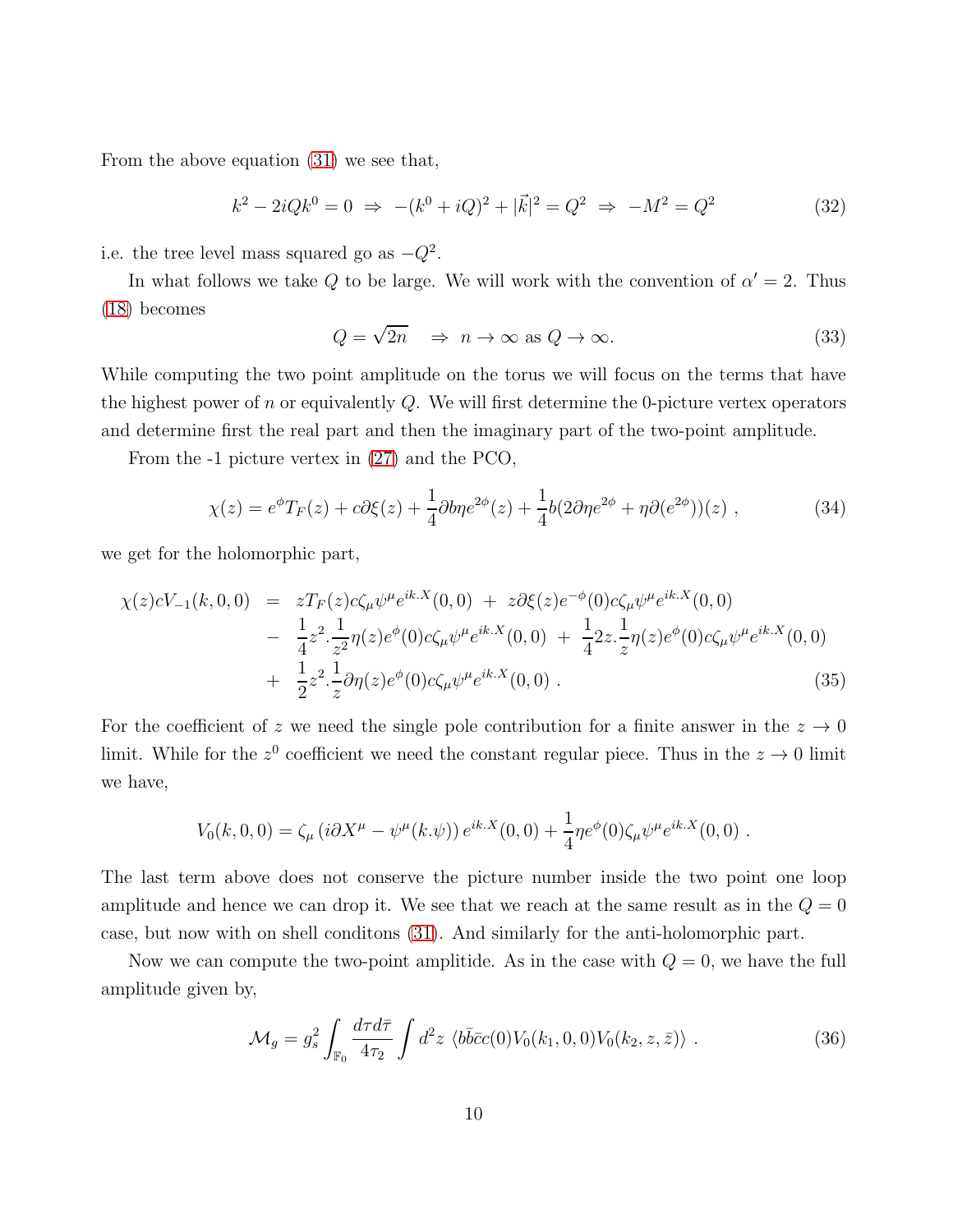From the above equation (31) we see that,

$$k^2 - 2iQk^0 = 0 \;\Rightarrow\; -(k^0 + iQ)^2 + |\vec{k}|^2 = Q^2 \;\Rightarrow\; -M^2 = Q^2 \tag{32}$$

i.e. the tree level mass squared go as $-Q^2$.

In what follows we take $Q$ to be large. We will work with the convention of $\alpha' = 2$. Thus (18) becomes

$$Q = \sqrt{2n} \quad \Rightarrow \; n \to \infty \text{ as } Q \to \infty. \tag{33}$$

While computing the two point amplitude on the torus we will focus on the terms that have the highest power of $n$ or equivalently $Q$. We will first determine the 0-picture vertex operators and determine first the real part and then the imaginary part of the two-point amplitude.

From the -1 picture vertex in (27) and the PCO,

$$\chi(z) = e^{\phi}T_F(z) + c\partial\xi(z) + \frac{1}{4}\partial b\eta e^{2\phi}(z) + \frac{1}{4}b(2\partial\eta e^{2\phi} + \eta\partial(e^{2\phi}))(z) \;, \tag{34}$$

we get for the holomorphic part,

$$\begin{aligned}
\chi(z)cV_{-1}(k,0,0) &= zT_F(z)c\zeta_\mu\psi^\mu e^{ik.X}(0,0) \;+\; z\partial\xi(z)e^{-\phi}(0)c\zeta_\mu\psi^\mu e^{ik.X}(0,0) \\
&- \;\frac{1}{4}z^2.\frac{1}{z^2}\eta(z)e^{\phi}(0)c\zeta_\mu\psi^\mu e^{ik.X}(0,0) \;+\; \frac{1}{4}2z.\frac{1}{z}\eta(z)e^{\phi}(0)c\zeta_\mu\psi^\mu e^{ik.X}(0,0) \\
&+ \;\frac{1}{2}z^2.\frac{1}{z}\partial\eta(z)e^{\phi}(0)c\zeta_\mu\psi^\mu e^{ik.X}(0,0) \;.
\end{aligned} \tag{35}$$

For the coefficient of $z$ we need the single pole contribution for a finite answer in the $z \to 0$ limit. While for the $z^0$ coefficient we need the constant regular piece. Thus in the $z \to 0$ limit we have,

$$V_0(k,0,0) = \zeta_\mu \left(i\partial X^\mu - \psi^\mu(k.\psi)\right) e^{ik.X}(0,0) + \frac{1}{4}\eta e^{\phi}(0)\zeta_\mu\psi^\mu e^{ik.X}(0,0) \;.$$

The last term above does not conserve the picture number inside the two point one loop amplitude and hence we can drop it. We see that we reach at the same result as in the $Q = 0$ case, but now with on shell conditons (31). And similarly for the anti-holomorphic part.

Now we can compute the two-point amplitide. As in the case with $Q = 0$, we have the full amplitude given by,

$$\mathcal{M}_g = g_s^2 \int_{\mathbb{F}_0} \frac{d\tau d\bar{\tau}}{4\tau_2} \int d^2z \; \langle b\bar{b}\bar{c}c(0)V_0(k_1,0,0)V_0(k_2,z,\bar{z})\rangle \;. \tag{36}$$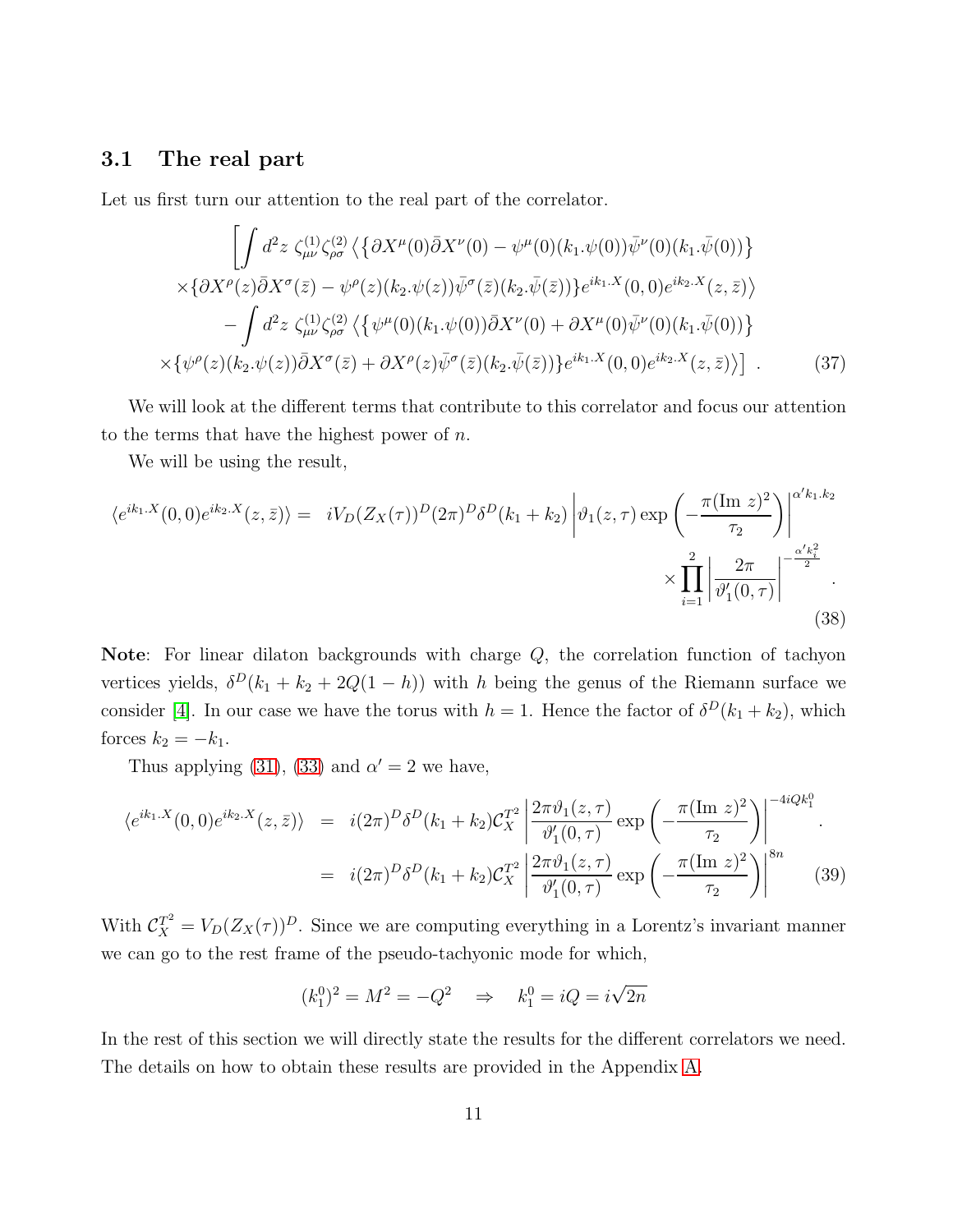### 3.1 The real part

Let us first turn our attention to the real part of the correlator.

$$
\begin{aligned}
&\left[\int d^2z\ \zeta^{(1)}_{\mu\nu}\zeta^{(2)}_{\rho\sigma}\left\langle\left\{\partial X^{\mu}(0)\bar{\partial}X^{\nu}(0)-\psi^{\mu}(0)(k_1.\psi(0))\bar{\psi}^{\nu}(0)(k_1.\bar{\psi}(0))\right\}\right.\right.\\
&\times\{\partial X^{\rho}(z)\bar{\partial}X^{\sigma}(\bar{z})-\psi^{\rho}(z)(k_2.\psi(z))\bar{\psi}^{\sigma}(\bar{z})(k_2.\bar{\psi}(\bar{z}))\}e^{ik_1.X}(0,0)e^{ik_2.X}(z,\bar{z})\rangle\\
&-\int d^2z\ \zeta^{(1)}_{\mu\nu}\zeta^{(2)}_{\rho\sigma}\left\langle\left\{\psi^{\mu}(0)(k_1.\psi(0))\bar{\partial}X^{\nu}(0)+\partial X^{\mu}(0)\bar{\psi}^{\nu}(0)(k_1.\bar{\psi}(0))\right\}\right.\\
&\left.\times\{\psi^{\rho}(z)(k_2.\psi(z))\bar{\partial}X^{\sigma}(\bar{z})+\partial X^{\rho}(z)\bar{\psi}^{\sigma}(\bar{z})(k_2.\bar{\psi}(\bar{z}))\}e^{ik_1.X}(0,0)e^{ik_2.X}(z,\bar{z})\rangle\right]\ .
\end{aligned}
\tag{37}
$$

We will look at the different terms that contribute to this correlator and focus our attention to the terms that have the highest power of $n$.

We will be using the result,

$$
\begin{aligned}
\langle e^{ik_1.X}(0,0)e^{ik_2.X}(z,\bar{z})\rangle = &\ iV_D(Z_X(\tau))^D(2\pi)^D\delta^D(k_1+k_2)\left|\vartheta_1(z,\tau)\exp\left(-\frac{\pi(\text{Im }z)^2}{\tau_2}\right)\right|^{\alpha' k_1.k_2}\\
&\times\prod_{i=1}^{2}\left|\frac{2\pi}{\vartheta_1'(0,\tau)}\right|^{-\frac{\alpha' k_i^2}{2}}.
\end{aligned}
\tag{38}
$$

**Note**: For linear dilaton backgrounds with charge $Q$, the correlation function of tachyon vertices yields, $\delta^D(k_1+k_2+2Q(1-h))$ with $h$ being the genus of the Riemann surface we consider [4]. In our case we have the torus with $h=1$. Hence the factor of $\delta^D(k_1+k_2)$, which forces $k_2=-k_1$.

Thus applying (31), (33) and $\alpha'=2$ we have,

$$
\begin{aligned}
\langle e^{ik_1.X}(0,0)e^{ik_2.X}(z,\bar{z})\rangle &= i(2\pi)^D\delta^D(k_1+k_2)\mathcal{C}_X^{T^2}\left|\frac{2\pi\vartheta_1(z,\tau)}{\vartheta_1'(0,\tau)}\exp\left(-\frac{\pi(\text{Im }z)^2}{\tau_2}\right)\right|^{-4iQk_1^0}.\\
&= i(2\pi)^D\delta^D(k_1+k_2)\mathcal{C}_X^{T^2}\left|\frac{2\pi\vartheta_1(z,\tau)}{\vartheta_1'(0,\tau)}\exp\left(-\frac{\pi(\text{Im }z)^2}{\tau_2}\right)\right|^{8n}
\end{aligned}
\tag{39}
$$

With $\mathcal{C}_X^{T^2}=V_D(Z_X(\tau))^D$. Since we are computing everything in a Lorentz's invariant manner we can go to the rest frame of the pseudo-tachyonic mode for which,

$$
(k_1^0)^2 = M^2 = -Q^2 \quad\Rightarrow\quad k_1^0 = iQ = i\sqrt{2n}
$$

In the rest of this section we will directly state the results for the different correlators we need. The details on how to obtain these results are provided in the Appendix A.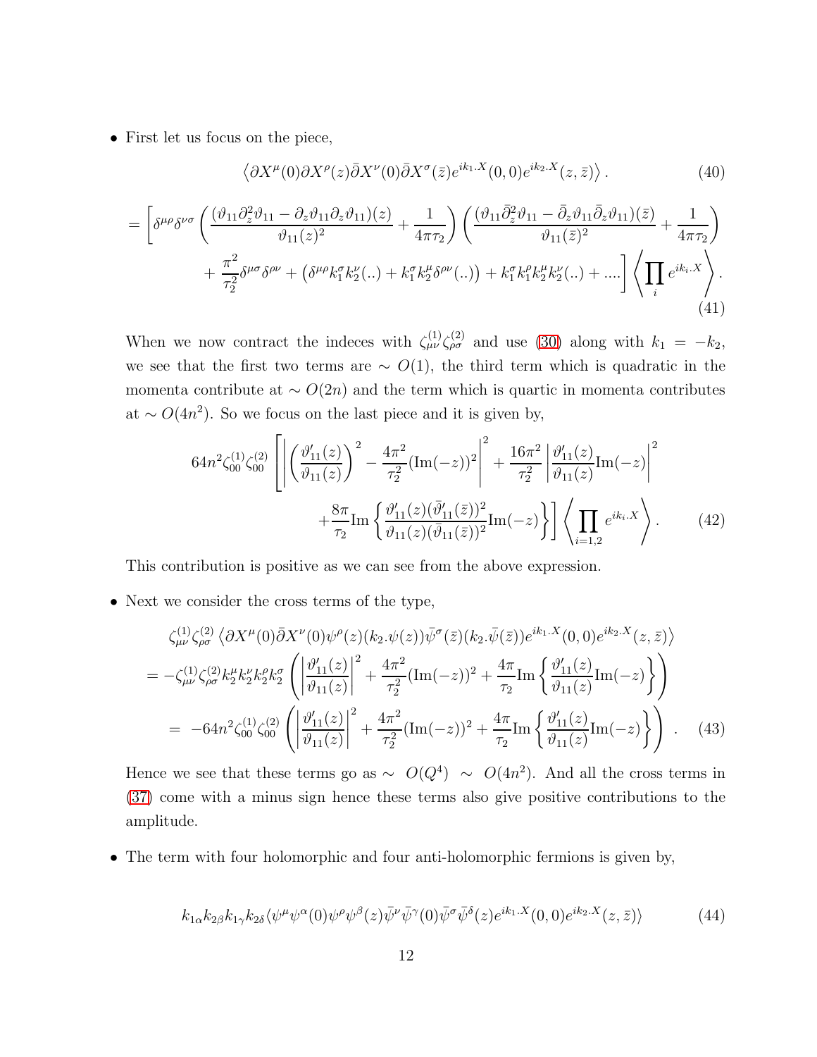- First let us focus on the piece,

$$\left\langle \partial X^{\mu}(0)\partial X^{\rho}(z)\bar{\partial}X^{\nu}(0)\bar{\partial}X^{\sigma}(\bar{z})e^{ik_1.X}(0,0)e^{ik_2.X}(z,\bar{z})\right\rangle . \tag{40}$$

$$= \left[\delta^{\mu\rho}\delta^{\nu\sigma}\left(\frac{(\vartheta_{11}\partial_z^2\vartheta_{11} - \partial_z\vartheta_{11}\partial_z\vartheta_{11})(z)}{\vartheta_{11}(z)^2} + \frac{1}{4\pi\tau_2}\right)\left(\frac{(\vartheta_{11}\bar{\partial}_z^2\vartheta_{11} - \bar{\partial}_z\vartheta_{11}\bar{\partial}_z\vartheta_{11})(\bar{z})}{\vartheta_{11}(\bar{z})^2} + \frac{1}{4\pi\tau_2}\right) \right.$$
$$\left. + \frac{\pi^2}{\tau_2^2}\delta^{\mu\sigma}\delta^{\rho\nu} + \left(\delta^{\mu\rho}k_1^{\sigma}k_2^{\nu}(..) + k_1^{\sigma}k_2^{\mu}\delta^{\rho\nu}(..)\right) + k_1^{\sigma}k_1^{\rho}k_2^{\mu}k_2^{\nu}(..) + ....\right]\left\langle \prod_i e^{ik_i.X}\right\rangle . \tag{41}$$

When we now contract the indeces with $\zeta^{(1)}_{\mu\nu}\zeta^{(2)}_{\rho\sigma}$ and use (30) along with $k_1 = -k_2$, we see that the first two terms are $\sim O(1)$, the third term which is quadratic in the momenta contribute at $\sim O(2n)$ and the term which is quartic in momenta contributes at $\sim O(4n^2)$. So we focus on the last piece and it is given by,

$$64n^2\zeta^{(1)}_{00}\zeta^{(2)}_{00}\left[\left|\left(\frac{\vartheta'_{11}(z)}{\vartheta_{11}(z)}\right)^2 - \frac{4\pi^2}{\tau_2^2}(\text{Im}(-z))^2\right|^2 + \frac{16\pi^2}{\tau_2^2}\left|\frac{\vartheta'_{11}(z)}{\vartheta_{11}(z)}\text{Im}(-z)\right|^2 \right.$$
$$\left. + \frac{8\pi}{\tau_2}\text{Im}\left\{\frac{\vartheta'_{11}(z)(\bar{\vartheta}'_{11}(\bar{z}))^2}{\vartheta_{11}(z)(\bar{\vartheta}_{11}(\bar{z}))^2}\text{Im}(-z)\right\}\right]\left\langle \prod_{i=1,2} e^{ik_i.X}\right\rangle . \tag{42}$$

This contribution is positive as we can see from the above expression.

- Next we consider the cross terms of the type,

$$\zeta^{(1)}_{\mu\nu}\zeta^{(2)}_{\rho\sigma}\left\langle \partial X^{\mu}(0)\bar{\partial}X^{\nu}(0)\psi^{\rho}(z)(k_2.\psi(z))\bar{\psi}^{\sigma}(\bar{z})(k_2.\bar{\psi}(\bar{z}))e^{ik_1.X}(0,0)e^{ik_2.X}(z,\bar{z})\right\rangle$$
$$= -\zeta^{(1)}_{\mu\nu}\zeta^{(2)}_{\rho\sigma}k_2^{\mu}k_2^{\nu}k_2^{\rho}k_2^{\sigma}\left(\left|\frac{\vartheta'_{11}(z)}{\vartheta_{11}(z)}\right|^2 + \frac{4\pi^2}{\tau_2^2}(\text{Im}(-z))^2 + \frac{4\pi}{\tau_2}\text{Im}\left\{\frac{\vartheta'_{11}(z)}{\vartheta_{11}(z)}\text{Im}(-z)\right\}\right)$$
$$= -64n^2\zeta^{(1)}_{00}\zeta^{(2)}_{00}\left(\left|\frac{\vartheta'_{11}(z)}{\vartheta_{11}(z)}\right|^2 + \frac{4\pi^2}{\tau_2^2}(\text{Im}(-z))^2 + \frac{4\pi}{\tau_2}\text{Im}\left\{\frac{\vartheta'_{11}(z)}{\vartheta_{11}(z)}\text{Im}(-z)\right\}\right) . \tag{43}$$

Hence we see that these terms go as $\sim O(Q^4) \sim O(4n^2)$. And all the cross terms in (37) come with a minus sign hence these terms also give positive contributions to the amplitude.

- The term with four holomorphic and four anti-holomorphic fermions is given by,

$$k_{1\alpha}k_{2\beta}k_{1\gamma}k_{2\delta}\langle\psi^{\mu}\psi^{\alpha}(0)\psi^{\rho}\psi^{\beta}(z)\bar{\psi}^{\nu}\bar{\psi}^{\gamma}(0)\bar{\psi}^{\sigma}\bar{\psi}^{\delta}(z)e^{ik_1.X}(0,0)e^{ik_2.X}(z,\bar{z})\rangle \tag{44}$$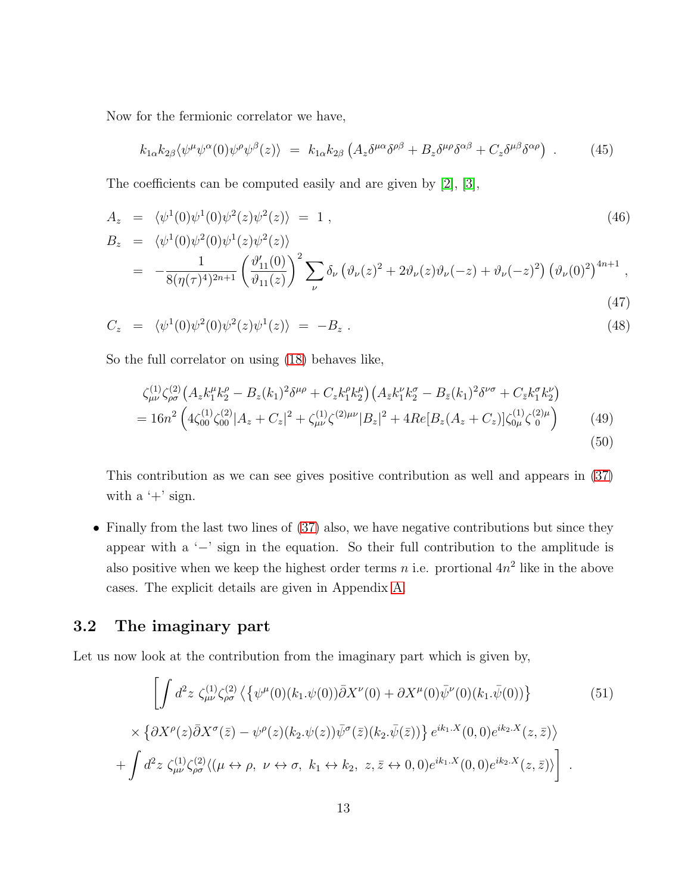Now for the fermionic correlator we have,

$$k_{1\alpha}k_{2\beta}\langle\psi^\mu\psi^\alpha(0)\psi^\rho\psi^\beta(z)\rangle \;=\; k_{1\alpha}k_{2\beta}\left(A_z\delta^{\mu\alpha}\delta^{\rho\beta}+B_z\delta^{\mu\rho}\delta^{\alpha\beta}+C_z\delta^{\mu\beta}\delta^{\alpha\rho}\right)\;. \tag{45}$$

The coefficients can be computed easily and are given by [2], [3],

$$A_z \;=\; \langle\psi^1(0)\psi^1(0)\psi^2(z)\psi^2(z)\rangle \;=\; 1\;, \tag{46}$$

$$\begin{aligned} B_z \;&=\; \langle\psi^1(0)\psi^2(0)\psi^1(z)\psi^2(z)\rangle \\ &=\; -\frac{1}{8(\eta(\tau)^4)^{2n+1}}\left(\frac{\vartheta_{11}'(0)}{\vartheta_{11}(z)}\right)^2\sum_\nu \delta_\nu\left(\vartheta_\nu(z)^2+2\vartheta_\nu(z)\vartheta_\nu(-z)+\vartheta_\nu(-z)^2\right)\left(\vartheta_\nu(0)^2\right)^{4n+1}\;, \end{aligned} \tag{47}$$

$$C_z \;=\; \langle\psi^1(0)\psi^2(0)\psi^2(z)\psi^1(z)\rangle \;=\; -B_z\;. \tag{48}$$

So the full correlator on using (18) behaves like,

$$\begin{aligned} &\zeta^{(1)}_{\mu\nu}\zeta^{(2)}_{\rho\sigma}\left(A_z k_1^\mu k_2^\rho - B_z(k_1)^2\delta^{\mu\rho}+C_z k_1^\rho k_2^\mu\right)\left(A_{\bar z}k_1^\nu k_2^\sigma - B_{\bar z}(k_1)^2\delta^{\nu\sigma}+C_{\bar z}k_1^\sigma k_2^\nu\right) \\ &= 16n^2\left(4\zeta^{(1)}_{00}\zeta^{(2)}_{00}|A_z+C_z|^2+\zeta^{(1)}_{\mu\nu}\zeta^{(2)\mu\nu}|B_z|^2+4Re[B_z(A_z+C_z)]\zeta^{(1)}_{0\mu}\zeta^{(2)\mu}_{\;\;0}\right) \end{aligned} \tag{49}$$

$$\tag{50}$$

This contribution as we can see gives positive contribution as well and appears in (37) with a '+' sign.

- Finally from the last two lines of (37) also, we have negative contributions but since they appear with a '−' sign in the equation. So their full contribution to the amplitude is also positive when we keep the highest order terms $n$ i.e. prortional $4n^2$ like in the above cases. The explicit details are given in Appendix A.

### 3.2 The imaginary part

Let us now look at the contribution from the imaginary part which is given by,

$$\begin{aligned} &\Bigg[\int d^2z\;\zeta^{(1)}_{\mu\nu}\zeta^{(2)}_{\rho\sigma}\left\langle\left\{\psi^\mu(0)(k_1.\psi(0))\bar\partial X^\nu(0)+\partial X^\mu(0)\bar\psi^\nu(0)(k_1.\bar\psi(0))\right\}\right. \\ &\times\left.\left\{\partial X^\rho(z)\bar\partial X^\sigma(\bar z)-\psi^\rho(z)(k_2.\psi(z))\bar\psi^\sigma(\bar z)(k_2.\bar\psi(\bar z))\right\}e^{ik_1.X}(0,0)e^{ik_2.X}(z,\bar z)\right\rangle \\ &+\int d^2z\;\zeta^{(1)}_{\mu\nu}\zeta^{(2)}_{\rho\sigma}\langle(\mu\leftrightarrow\rho,\;\nu\leftrightarrow\sigma,\;k_1\leftrightarrow k_2,\;z,\bar z\leftrightarrow 0,0)e^{ik_1.X}(0,0)e^{ik_2.X}(z,\bar z)\rangle\Bigg]\;. \end{aligned} \tag{51}$$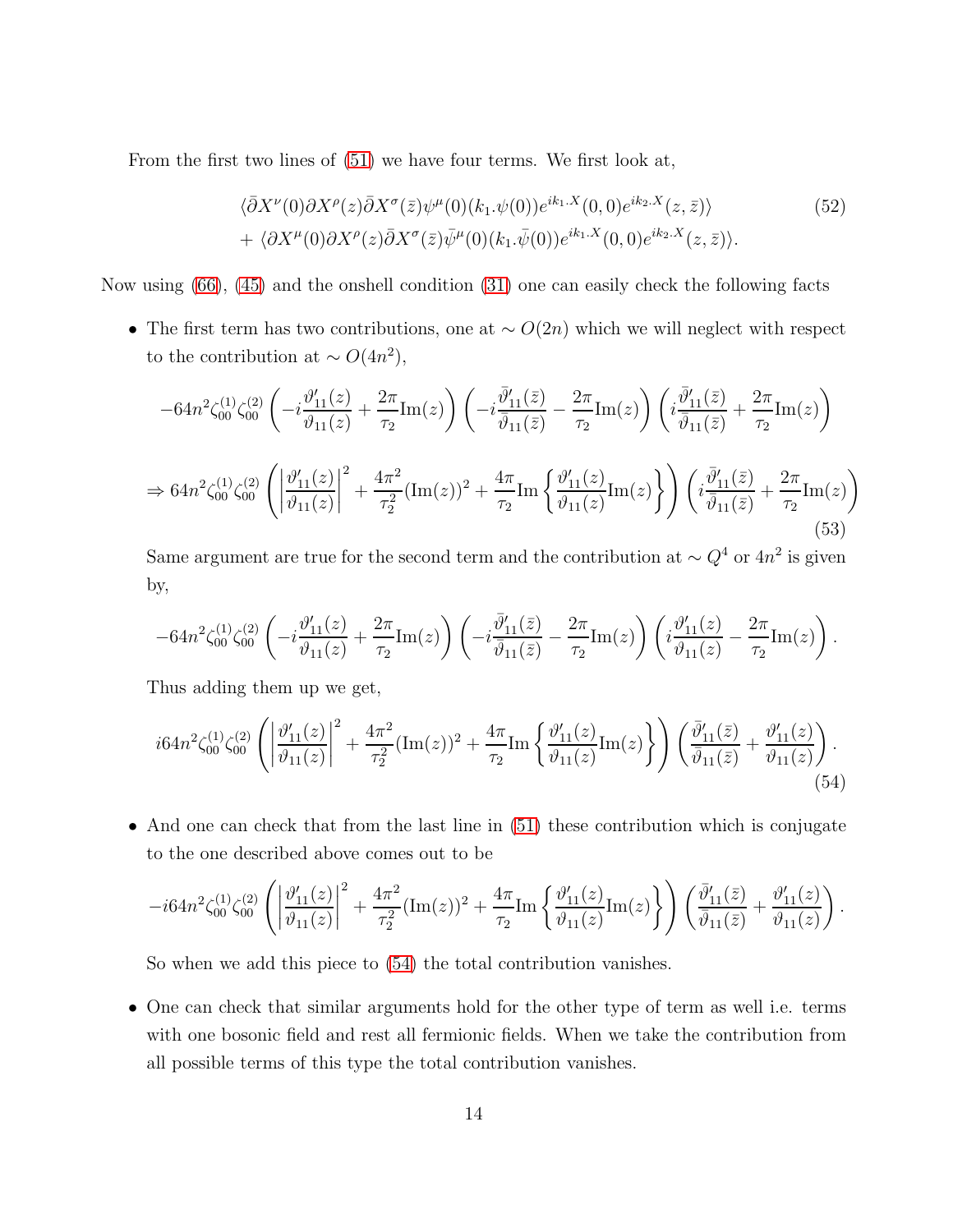From the first two lines of (51) we have four terms. We first look at,

$$\langle \bar{\partial} X^{\nu}(0) \partial X^{\rho}(z) \bar{\partial} X^{\sigma}(\bar{z}) \psi^{\mu}(0)(k_1.\psi(0)) e^{ik_1.X}(0,0) e^{ik_2.X}(z,\bar{z})\rangle$$
$$+ \langle \partial X^{\mu}(0) \partial X^{\rho}(z) \bar{\partial} X^{\sigma}(\bar{z}) \bar{\psi}^{\mu}(0)(k_1.\bar{\psi}(0)) e^{ik_1.X}(0,0) e^{ik_2.X}(z,\bar{z})\rangle. \tag{52}$$

Now using (66), (45) and the onshell condition (31) one can easily check the following facts

- The first term has two contributions, one at $\sim O(2n)$ which we will neglect with respect to the contribution at $\sim O(4n^2)$,

$$-64n^2 \zeta_{00}^{(1)} \zeta_{00}^{(2)} \left( -i\frac{\vartheta_{11}'(z)}{\vartheta_{11}(z)} + \frac{2\pi}{\tau_2}\text{Im}(z) \right) \left( -i\frac{\bar{\vartheta}_{11}'(\bar{z})}{\bar{\vartheta}_{11}(\bar{z})} - \frac{2\pi}{\tau_2}\text{Im}(z) \right) \left( i\frac{\bar{\vartheta}_{11}'(\bar{z})}{\bar{\vartheta}_{11}(\bar{z})} + \frac{2\pi}{\tau_2}\text{Im}(z) \right)$$

$$\Rightarrow 64n^2 \zeta_{00}^{(1)} \zeta_{00}^{(2)} \left( \left| \frac{\vartheta_{11}'(z)}{\vartheta_{11}(z)} \right|^2 + \frac{4\pi^2}{\tau_2^2}(\text{Im}(z))^2 + \frac{4\pi}{\tau_2}\text{Im}\left\{ \frac{\vartheta_{11}'(z)}{\vartheta_{11}(z)}\text{Im}(z) \right\} \right) \left( i\frac{\bar{\vartheta}_{11}'(\bar{z})}{\bar{\vartheta}_{11}(\bar{z})} + \frac{2\pi}{\tau_2}\text{Im}(z) \right) \tag{53}$$

  Same argument are true for the second term and the contribution at $\sim Q^4$ or $4n^2$ is given by,

$$-64n^2 \zeta_{00}^{(1)} \zeta_{00}^{(2)} \left( -i\frac{\vartheta_{11}'(z)}{\vartheta_{11}(z)} + \frac{2\pi}{\tau_2}\text{Im}(z) \right) \left( -i\frac{\bar{\vartheta}_{11}'(\bar{z})}{\bar{\vartheta}_{11}(\bar{z})} - \frac{2\pi}{\tau_2}\text{Im}(z) \right) \left( i\frac{\vartheta_{11}'(z)}{\vartheta_{11}(z)} - \frac{2\pi}{\tau_2}\text{Im}(z) \right).$$

  Thus adding them up we get,

$$i64n^2 \zeta_{00}^{(1)} \zeta_{00}^{(2)} \left( \left| \frac{\vartheta_{11}'(z)}{\vartheta_{11}(z)} \right|^2 + \frac{4\pi^2}{\tau_2^2}(\text{Im}(z))^2 + \frac{4\pi}{\tau_2}\text{Im}\left\{ \frac{\vartheta_{11}'(z)}{\vartheta_{11}(z)}\text{Im}(z) \right\} \right) \left( \frac{\bar{\vartheta}_{11}'(\bar{z})}{\bar{\vartheta}_{11}(\bar{z})} + \frac{\vartheta_{11}'(z)}{\vartheta_{11}(z)} \right). \tag{54}$$

- And one can check that from the last line in (51) these contribution which is conjugate to the one described above comes out to be

$$-i64n^2 \zeta_{00}^{(1)} \zeta_{00}^{(2)} \left( \left| \frac{\vartheta_{11}'(z)}{\vartheta_{11}(z)} \right|^2 + \frac{4\pi^2}{\tau_2^2}(\text{Im}(z))^2 + \frac{4\pi}{\tau_2}\text{Im}\left\{ \frac{\vartheta_{11}'(z)}{\vartheta_{11}(z)}\text{Im}(z) \right\} \right) \left( \frac{\bar{\vartheta}_{11}'(\bar{z})}{\bar{\vartheta}_{11}(\bar{z})} + \frac{\vartheta_{11}'(z)}{\vartheta_{11}(z)} \right).$$

  So when we add this piece to (54) the total contribution vanishes.

- One can check that similar arguments hold for the other type of term as well i.e. terms with one bosonic field and rest all fermionic fields. When we take the contribution from all possible terms of this type the total contribution vanishes.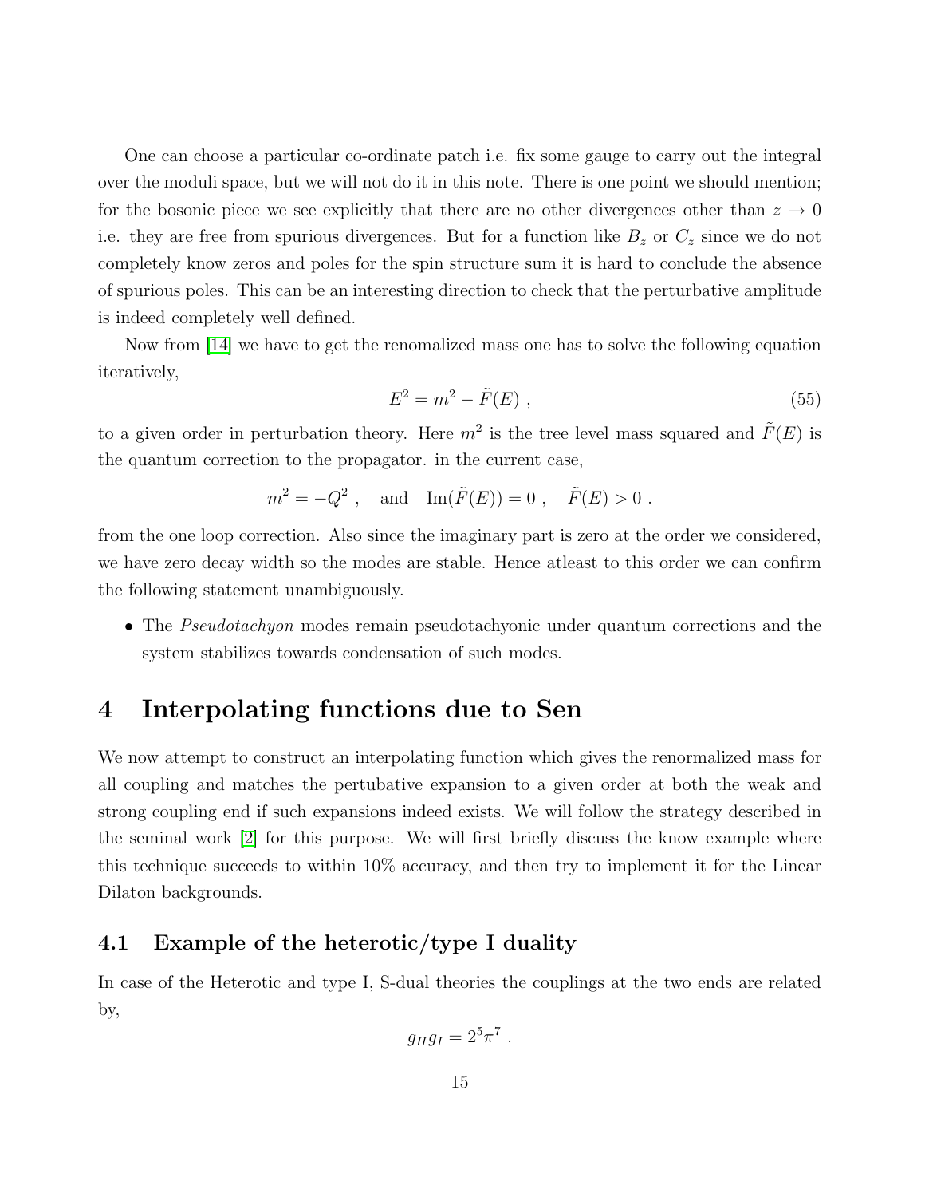One can choose a particular co-ordinate patch i.e. fix some gauge to carry out the integral over the moduli space, but we will not do it in this note. There is one point we should mention; for the bosonic piece we see explicitly that there are no other divergences other than $z \to 0$ i.e. they are free from spurious divergences. But for a function like $B_z$ or $C_z$ since we do not completely know zeros and poles for the spin structure sum it is hard to conclude the absence of spurious poles. This can be an interesting direction to check that the perturbative amplitude is indeed completely well defined.

Now from [14] we have to get the renomalized mass one has to solve the following equation iteratively,

$$E^2 = m^2 - \tilde{F}(E) \ , \tag{55}$$

to a given order in perturbation theory. Here $m^2$ is the tree level mass squared and $\tilde{F}(E)$ is the quantum correction to the propagator. in the current case,

$$m^2 = -Q^2 \ , \quad \text{and} \quad \text{Im}(\tilde{F}(E)) = 0 \ , \quad \tilde{F}(E) > 0 \ .$$

from the one loop correction. Also since the imaginary part is zero at the order we considered, we have zero decay width so the modes are stable. Hence atleast to this order we can confirm the following statement unambiguously.

- The *Pseudotachyon* modes remain pseudotachyonic under quantum corrections and the system stabilizes towards condensation of such modes.

# 4 Interpolating functions due to Sen

We now attempt to construct an interpolating function which gives the renormalized mass for all coupling and matches the pertubative expansion to a given order at both the weak and strong coupling end if such expansions indeed exists. We will follow the strategy described in the seminal work [2] for this purpose. We will first briefly discuss the know example where this technique succeeds to within 10% accuracy, and then try to implement it for the Linear Dilaton backgrounds.

## 4.1 Example of the heterotic/type I duality

In case of the Heterotic and type I, S-dual theories the couplings at the two ends are related by,

$$g_H g_I = 2^5 \pi^7 \ .$$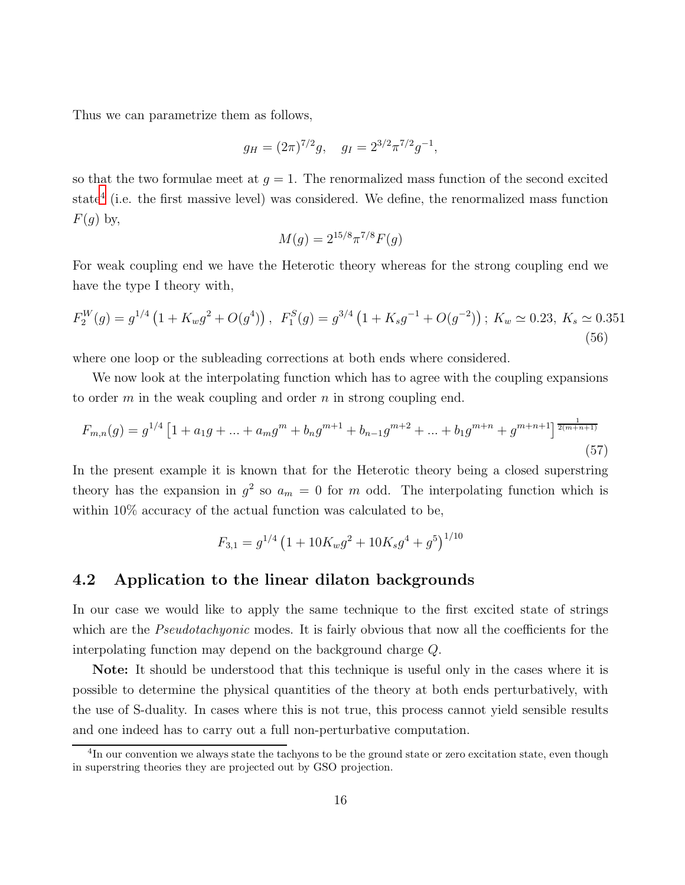Thus we can parametrize them as follows,

$$g_H = (2\pi)^{7/2} g, \quad g_I = 2^{3/2}\pi^{7/2} g^{-1},$$

so that the two formulae meet at $g = 1$. The renormalized mass function of the second excited state[4] (i.e. the first massive level) was considered. We define, the renormalized mass function $F(g)$ by,

$$M(g) = 2^{15/8}\pi^{7/8} F(g)$$

For weak coupling end we have the Heterotic theory whereas for the strong coupling end we have the type I theory with,

$$F_2^W(g) = g^{1/4}\left(1 + K_w g^2 + O(g^4)\right), \;\; F_1^S(g) = g^{3/4}\left(1 + K_s g^{-1} + O(g^{-2})\right); \; K_w \simeq 0.23, \; K_s \simeq 0.351 \tag{56}$$

where one loop or the subleading corrections at both ends where considered.

We now look at the interpolating function which has to agree with the coupling expansions to order $m$ in the weak coupling and order $n$ in strong coupling end.

$$F_{m,n}(g) = g^{1/4}\left[1 + a_1 g + ... + a_m g^m + b_n g^{m+1} + b_{n-1} g^{m+2} + ... + b_1 g^{m+n} + g^{m+n+1}\right]^{\frac{1}{2(m+n+1)}} \tag{57}$$

In the present example it is known that for the Heterotic theory being a closed superstring theory has the expansion in $g^2$ so $a_m = 0$ for $m$ odd. The interpolating function which is within 10% accuracy of the actual function was calculated to be,

$$F_{3,1} = g^{1/4}\left(1 + 10K_w g^2 + 10K_s g^4 + g^5\right)^{1/10}$$

## 4.2 Application to the linear dilaton backgrounds

In our case we would like to apply the same technique to the first excited state of strings which are the *Pseudotachyonic* modes. It is fairly obvious that now all the coefficients for the interpolating function may depend on the background charge $Q$.

**Note:** It should be understood that this technique is useful only in the cases where it is possible to determine the physical quantities of the theory at both ends perturbatively, with the use of S-duality. In cases where this is not true, this process cannot yield sensible results and one indeed has to carry out a full non-perturbative computation.

[4] In our convention we always state the tachyons to be the ground state or zero excitation state, even though in superstring theories they are projected out by GSO projection.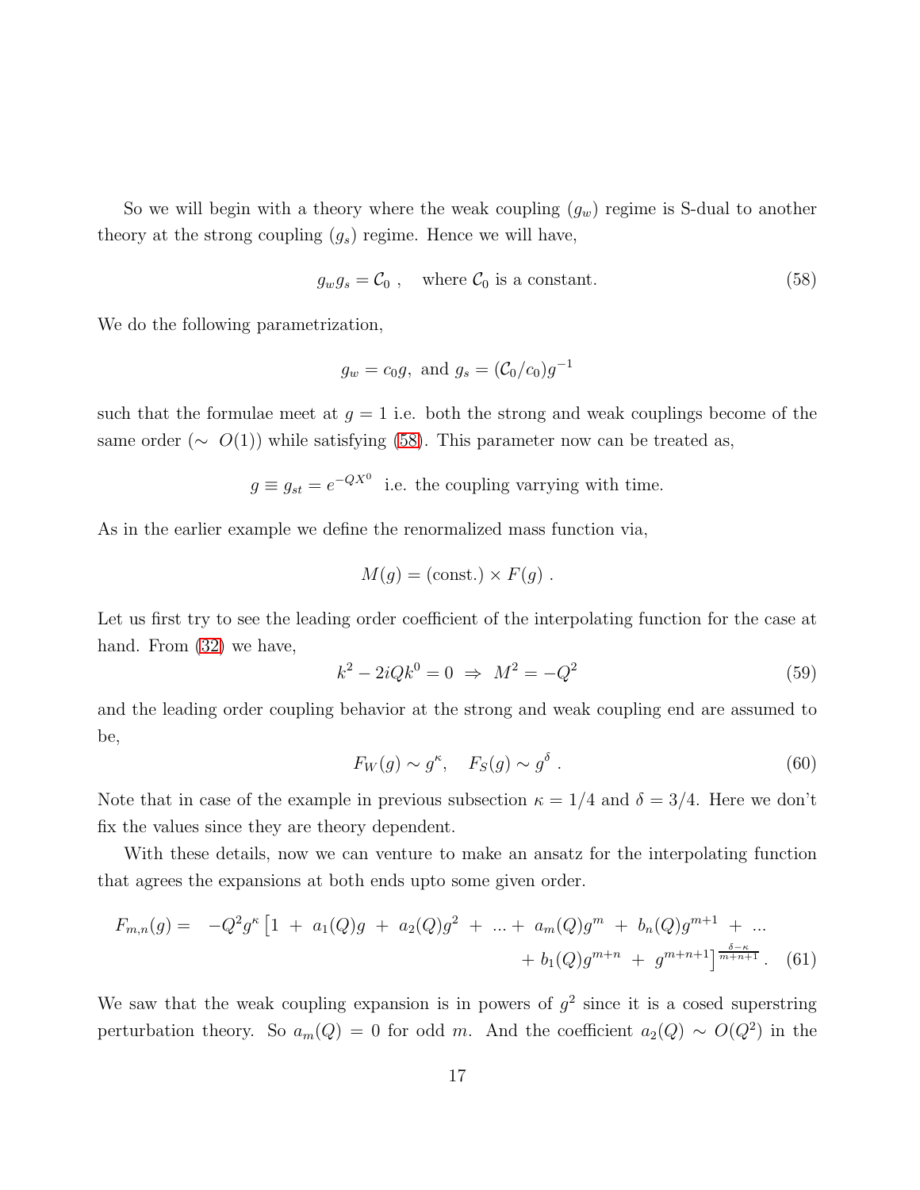So we will begin with a theory where the weak coupling ($g_w$) regime is S-dual to another theory at the strong coupling ($g_s$) regime. Hence we will have,

$$g_w g_s = \mathcal{C}_0 \ , \quad \text{where } \mathcal{C}_0 \text{ is a constant.} \tag{58}$$

We do the following parametrization,

$$g_w = c_0 g, \text{ and } g_s = (\mathcal{C}_0/c_0)g^{-1}$$

such that the formulae meet at $g = 1$ i.e. both the strong and weak couplings become of the same order ($\sim O(1)$) while satisfying (58). This parameter now can be treated as,

$$g \equiv g_{st} = e^{-QX^0} \text{ i.e. the coupling varrying with time.}$$

As in the earlier example we define the renormalized mass function via,

$$M(g) = (\text{const.}) \times F(g) \ .$$

Let us first try to see the leading order coefficient of the interpolating function for the case at hand. From (32) we have,

$$k^2 - 2iQk^0 = 0 \ \Rightarrow \ M^2 = -Q^2 \tag{59}$$

and the leading order coupling behavior at the strong and weak coupling end are assumed to be,

$$F_W(g) \sim g^{\kappa}, \quad F_S(g) \sim g^{\delta} \ . \tag{60}$$

Note that in case of the example in previous subsection $\kappa = 1/4$ and $\delta = 3/4$. Here we don't fix the values since they are theory dependent.

With these details, now we can venture to make an ansatz for the interpolating function that agrees the expansions at both ends upto some given order.

$$F_{m,n}(g) = \ -Q^2 g^{\kappa} \left[1 \ + \ a_1(Q)g \ + \ a_2(Q)g^2 \ + \ \ldots + \ a_m(Q)g^m \ + \ b_n(Q)g^{m+1} \ + \ \ldots \right.$$
$$\left. + \ b_1(Q)g^{m+n} \ + \ g^{m+n+1}\right]^{\frac{\delta-\kappa}{m+n+1}} . \tag{61}$$

We saw that the weak coupling expansion is in powers of $g^2$ since it is a cosed superstring perturbation theory. So $a_m(Q) = 0$ for odd $m$. And the coefficient $a_2(Q) \sim O(Q^2)$ in the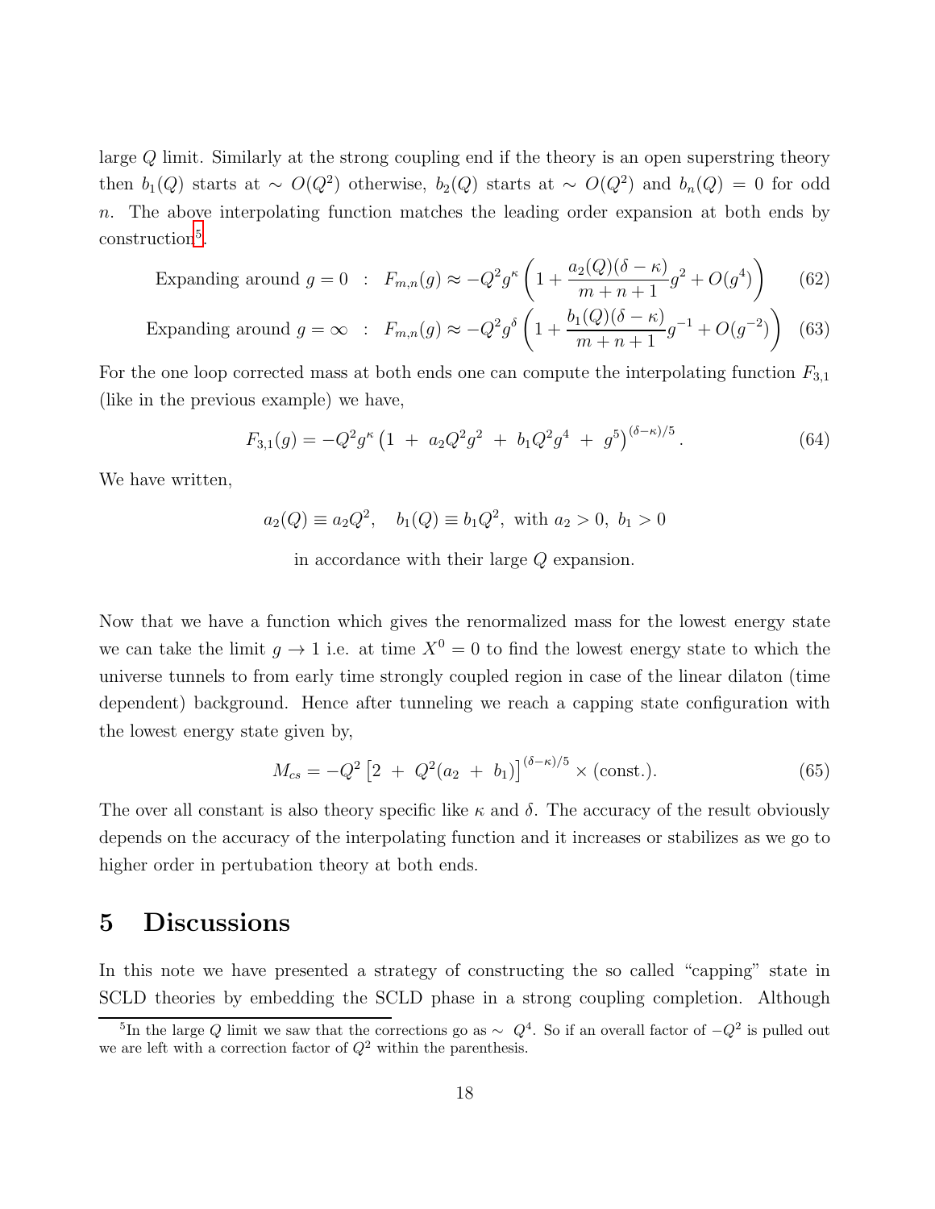large $Q$ limit. Similarly at the strong coupling end if the theory is an open superstring theory then $b_1(Q)$ starts at $\sim O(Q^2)$ otherwise, $b_2(Q)$ starts at $\sim O(Q^2)$ and $b_n(Q) = 0$ for odd $n$. The above interpolating function matches the leading order expansion at both ends by construction[5].

$$\text{Expanding around } g = 0 \quad : \quad F_{m,n}(g) \approx -Q^2 g^{\kappa} \left( 1 + \frac{a_2(Q)(\delta - \kappa)}{m+n+1} g^2 + O(g^4) \right) \tag{62}$$

$$\text{Expanding around } g = \infty \quad : \quad F_{m,n}(g) \approx -Q^2 g^{\delta} \left( 1 + \frac{b_1(Q)(\delta - \kappa)}{m+n+1} g^{-1} + O(g^{-2}) \right) \tag{63}$$

For the one loop corrected mass at both ends one can compute the interpolating function $F_{3,1}$ (like in the previous example) we have,

$$F_{3,1}(g) = -Q^2 g^{\kappa} \left( 1 \; + \; a_2 Q^2 g^2 \; + \; b_1 Q^2 g^4 \; + \; g^5 \right)^{(\delta - \kappa)/5}. \tag{64}$$

We have written,

$$a_2(Q) \equiv a_2 Q^2, \quad b_1(Q) \equiv b_1 Q^2, \text{ with } a_2 > 0, \; b_1 > 0$$

in accordance with their large $Q$ expansion.

Now that we have a function which gives the renormalized mass for the lowest energy state we can take the limit $g \to 1$ i.e. at time $X^0 = 0$ to find the lowest energy state to which the universe tunnels to from early time strongly coupled region in case of the linear dilaton (time dependent) background. Hence after tunneling we reach a capping state configuration with the lowest energy state given by,

$$M_{cs} = -Q^2 \left[ 2 \; + \; Q^2 (a_2 \; + \; b_1) \right]^{(\delta - \kappa)/5} \times (\text{const.}). \tag{65}$$

The over all constant is also theory specific like $\kappa$ and $\delta$. The accuracy of the result obviously depends on the accuracy of the interpolating function and it increases or stabilizes as we go to higher order in pertubation theory at both ends.

# 5 Discussions

In this note we have presented a strategy of constructing the so called "capping" state in SCLD theories by embedding the SCLD phase in a strong coupling completion. Although

[5] In the large $Q$ limit we saw that the corrections go as $\sim Q^4$. So if an overall factor of $-Q^2$ is pulled out we are left with a correction factor of $Q^2$ within the parenthesis.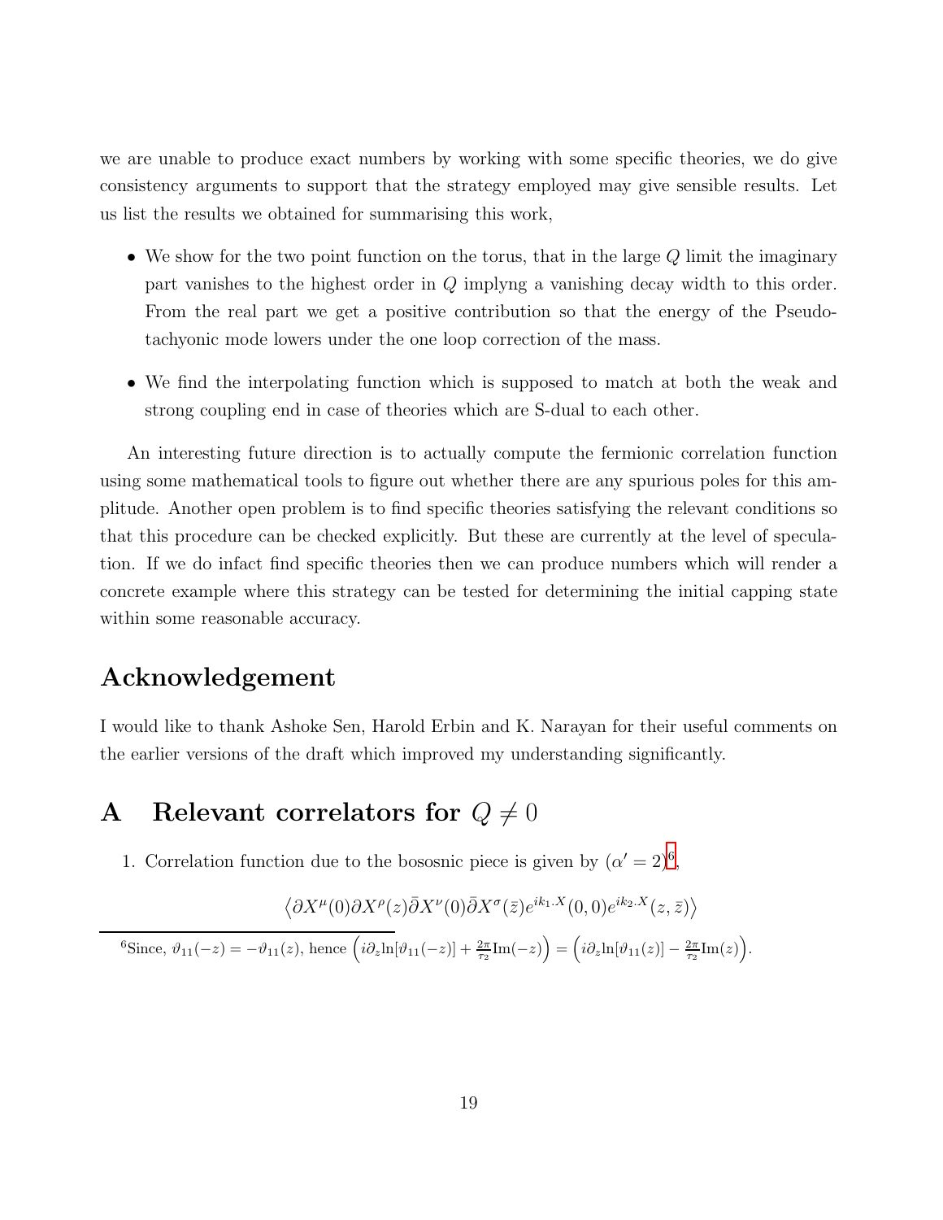we are unable to produce exact numbers by working with some specific theories, we do give consistency arguments to support that the strategy employed may give sensible results. Let us list the results we obtained for summarising this work,

- We show for the two point function on the torus, that in the large $Q$ limit the imaginary part vanishes to the highest order in $Q$ implyng a vanishing decay width to this order. From the real part we get a positive contribution so that the energy of the Pseudo-tachyonic mode lowers under the one loop correction of the mass.
- We find the interpolating function which is supposed to match at both the weak and strong coupling end in case of theories which are S-dual to each other.

An interesting future direction is to actually compute the fermionic correlation function using some mathematical tools to figure out whether there are any spurious poles for this amplitude. Another open problem is to find specific theories satisfying the relevant conditions so that this procedure can be checked explicitly. But these are currently at the level of speculation. If we do infact find specific theories then we can produce numbers which will render a concrete example where this strategy can be tested for determining the initial capping state within some reasonable accuracy.

## Acknowledgement

I would like to thank Ashoke Sen, Harold Erbin and K. Narayan for their useful comments on the earlier versions of the draft which improved my understanding significantly.

## A Relevant correlators for $Q \neq 0$

1. Correlation function due to the bososnic piece is given by ($\alpha' = 2$)[6],

$$\left\langle \partial X^{\mu}(0)\partial X^{\rho}(z)\bar{\partial}X^{\nu}(0)\bar{\partial}X^{\sigma}(\bar{z})e^{ik_1.X}(0,0)e^{ik_2.X}(z,\bar{z})\right\rangle$$

[6]Since, $\vartheta_{11}(-z) = -\vartheta_{11}(z)$, hence $\left(i\partial_z \ln[\vartheta_{11}(-z)] + \frac{2\pi}{\tau_2}\text{Im}(-z)\right) = \left(i\partial_z \ln[\vartheta_{11}(z)] - \frac{2\pi}{\tau_2}\text{Im}(z)\right)$.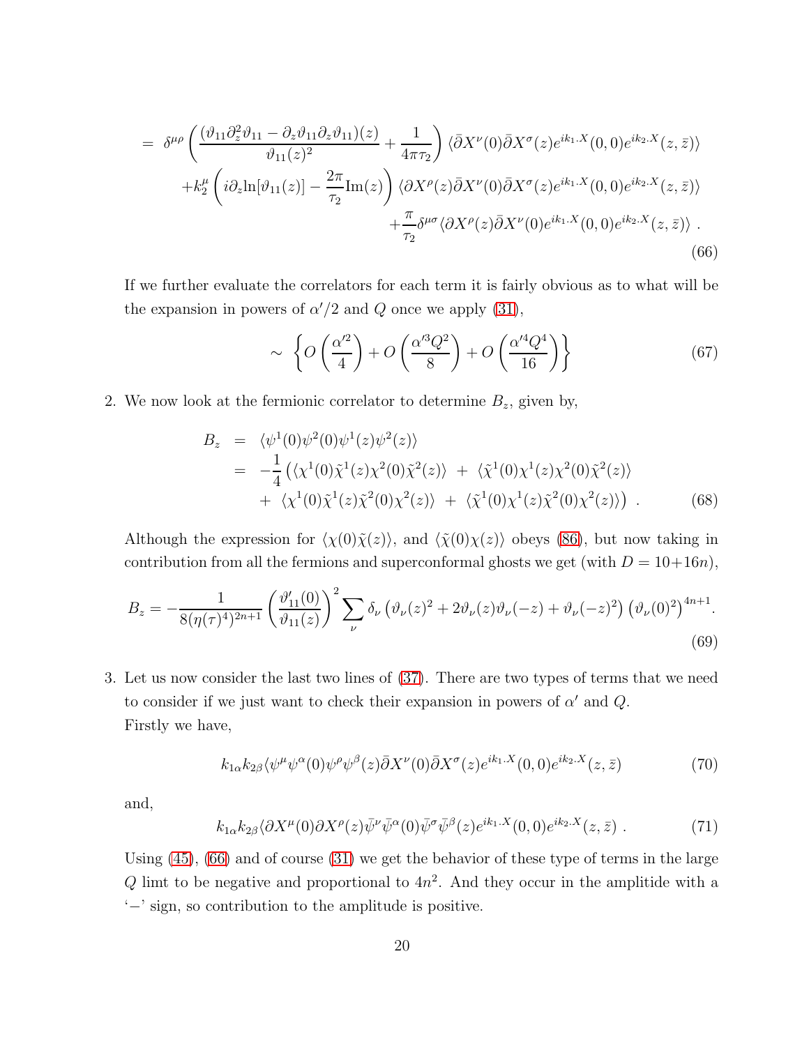$$
\begin{aligned}
= \; & \delta^{\mu\rho}\left(\frac{(\vartheta_{11}\partial_z^2\vartheta_{11} - \partial_z\vartheta_{11}\partial_z\vartheta_{11})(z)}{\vartheta_{11}(z)^2} + \frac{1}{4\pi\tau_2}\right)\langle\bar{\partial}X^\nu(0)\bar{\partial}X^\sigma(z)e^{ik_1.X}(0,0)e^{ik_2.X}(z,\bar{z})\rangle \\
& + k_2^\mu\left(i\partial_z\ln[\vartheta_{11}(z)] - \frac{2\pi}{\tau_2}\mathrm{Im}(z)\right)\langle\partial X^\rho(z)\bar{\partial}X^\nu(0)\bar{\partial}X^\sigma(z)e^{ik_1.X}(0,0)e^{ik_2.X}(z,\bar{z})\rangle \\
& + \frac{\pi}{\tau_2}\delta^{\mu\sigma}\langle\partial X^\rho(z)\bar{\partial}X^\nu(0)e^{ik_1.X}(0,0)e^{ik_2.X}(z,\bar{z})\rangle \; .
\end{aligned}
\tag{66}
$$

If we further evaluate the correlators for each term it is fairly obvious as to what will be the expansion in powers of $\alpha'/2$ and $Q$ once we apply (31),

$$
\sim \; \left\{O\left(\frac{\alpha'^2}{4}\right) + O\left(\frac{\alpha'^3 Q^2}{8}\right) + O\left(\frac{\alpha'^4 Q^4}{16}\right)\right\}
\tag{67}
$$

2. We now look at the fermionic correlator to determine $B_z$, given by,

$$
\begin{aligned}
B_z &= \langle\psi^1(0)\psi^2(0)\psi^1(z)\psi^2(z)\rangle \\
&= -\frac{1}{4}\left(\langle\chi^1(0)\tilde{\chi}^1(z)\chi^2(0)\tilde{\chi}^2(z)\rangle \; + \; \langle\tilde{\chi}^1(0)\chi^1(z)\chi^2(0)\tilde{\chi}^2(z)\rangle\right. \\
&\quad \left. + \; \langle\chi^1(0)\tilde{\chi}^1(z)\tilde{\chi}^2(0)\chi^2(z)\rangle \; + \; \langle\tilde{\chi}^1(0)\chi^1(z)\tilde{\chi}^2(0)\chi^2(z)\rangle\right) \; .
\end{aligned}
\tag{68}
$$

Although the expression for $\langle\chi(0)\tilde{\chi}(z)\rangle$, and $\langle\tilde{\chi}(0)\chi(z)\rangle$ obeys (86), but now taking in contribution from all the fermions and superconformal ghosts we get (with $D = 10+16n$),

$$
B_z = -\frac{1}{8(\eta(\tau)^4)^{2n+1}}\left(\frac{\vartheta'_{11}(0)}{\vartheta_{11}(z)}\right)^2\sum_\nu \delta_\nu\left(\vartheta_\nu(z)^2 + 2\vartheta_\nu(z)\vartheta_\nu(-z) + \vartheta_\nu(-z)^2\right)\left(\vartheta_\nu(0)^2\right)^{4n+1}.
\tag{69}
$$

3. Let us now consider the last two lines of (37). There are two types of terms that we need to consider if we just want to check their expansion in powers of $\alpha'$ and $Q$.
Firstly we have,

$$
k_{1\alpha}k_{2\beta}\langle\psi^\mu\psi^\alpha(0)\psi^\rho\psi^\beta(z)\bar{\partial}X^\nu(0)\bar{\partial}X^\sigma(z)e^{ik_1.X}(0,0)e^{ik_2.X}(z,\bar{z})
\tag{70}
$$

and,

$$
k_{1\alpha}k_{2\beta}\langle\partial X^\mu(0)\partial X^\rho(z)\bar{\psi}^\nu\bar{\psi}^\alpha(0)\bar{\psi}^\sigma\bar{\psi}^\beta(z)e^{ik_1.X}(0,0)e^{ik_2.X}(z,\bar{z}) \; .
\tag{71}
$$

Using (45), (66) and of course (31) we get the behavior of these type of terms in the large $Q$ limt to be negative and proportional to $4n^2$. And they occur in the amplitide with a '$-$' sign, so contribution to the amplitude is positive.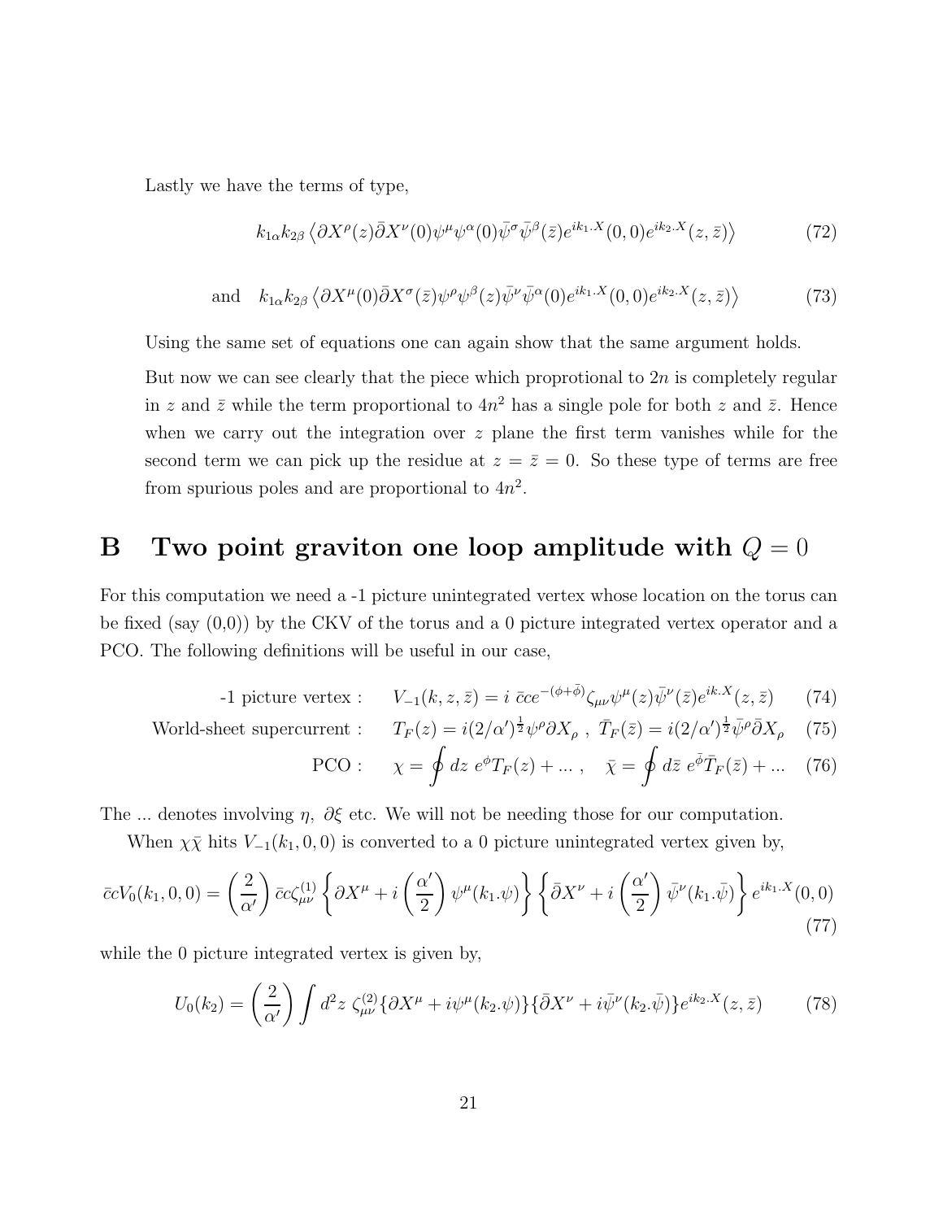Lastly we have the terms of type,

$$k_{1\alpha}k_{2\beta}\left\langle \partial X^{\rho}(z)\bar{\partial}X^{\nu}(0)\psi^{\mu}\psi^{\alpha}(0)\bar{\psi}^{\sigma}\bar{\psi}^{\beta}(\bar{z})e^{ik_1.X}(0,0)e^{ik_2.X}(z,\bar{z})\right\rangle \tag{72}$$

$$\text{and}\quad k_{1\alpha}k_{2\beta}\left\langle \partial X^{\mu}(0)\bar{\partial}X^{\sigma}(\bar{z})\psi^{\rho}\psi^{\beta}(z)\bar{\psi}^{\nu}\bar{\psi}^{\alpha}(0)e^{ik_1.X}(0,0)e^{ik_2.X}(z,\bar{z})\right\rangle \tag{73}$$

Using the same set of equations one can again show that the same argument holds.

But now we can see clearly that the piece which proprotional to $2n$ is completely regular in $z$ and $\bar{z}$ while the term proportional to $4n^2$ has a single pole for both $z$ and $\bar{z}$. Hence when we carry out the integration over $z$ plane the first term vanishes while for the second term we can pick up the residue at $z = \bar{z} = 0$. So these type of terms are free from spurious poles and are proportional to $4n^2$.

# B Two point graviton one loop amplitude with $Q = 0$

For this computation we need a -1 picture unintegrated vertex whose location on the torus can be fixed (say (0,0)) by the CKV of the torus and a 0 picture integrated vertex operator and a PCO. The following definitions will be useful in our case,

$$\text{-1 picture vertex :}\quad V_{-1}(k,z,\bar{z}) = i\ \bar{c}ce^{-(\phi+\bar{\phi})}\zeta_{\mu\nu}\psi^{\mu}(z)\bar{\psi}^{\nu}(\bar{z})e^{ik.X}(z,\bar{z}) \tag{74}$$

$$\text{World-sheet supercurrent :}\quad T_F(z) = i(2/\alpha')^{\frac{1}{2}}\psi^{\rho}\partial X_{\rho}\ ,\ \bar{T}_F(\bar{z}) = i(2/\alpha')^{\frac{1}{2}}\bar{\psi}^{\rho}\bar{\partial}X_{\rho} \tag{75}$$

$$\text{PCO :}\quad \chi = \oint dz\ e^{\phi}T_F(z) + ...\ ,\quad \bar{\chi} = \oint d\bar{z}\ e^{\bar{\phi}}\bar{T}_F(\bar{z}) + ... \tag{76}$$

The ... denotes involving $\eta,\ \partial\xi$ etc. We will not be needing those for our computation.

When $\chi\bar{\chi}$ hits $V_{-1}(k_1,0,0)$ is converted to a 0 picture unintegrated vertex given by,

$$\bar{c}cV_0(k_1,0,0) = \left(\frac{2}{\alpha'}\right)\bar{c}c\zeta^{(1)}_{\mu\nu}\left\{\partial X^{\mu} + i\left(\frac{\alpha'}{2}\right)\psi^{\mu}(k_1.\psi)\right\}\left\{\bar{\partial}X^{\nu} + i\left(\frac{\alpha'}{2}\right)\bar{\psi}^{\nu}(k_1.\bar{\psi})\right\}e^{ik_1.X}(0,0) \tag{77}$$

while the 0 picture integrated vertex is given by,

$$U_0(k_2) = \left(\frac{2}{\alpha'}\right)\int d^2z\ \zeta^{(2)}_{\mu\nu}\{\partial X^{\mu} + i\psi^{\mu}(k_2.\psi)\}\{\bar{\partial}X^{\nu} + i\bar{\psi}^{\nu}(k_2.\bar{\psi})\}e^{ik_2.X}(z,\bar{z}) \tag{78}$$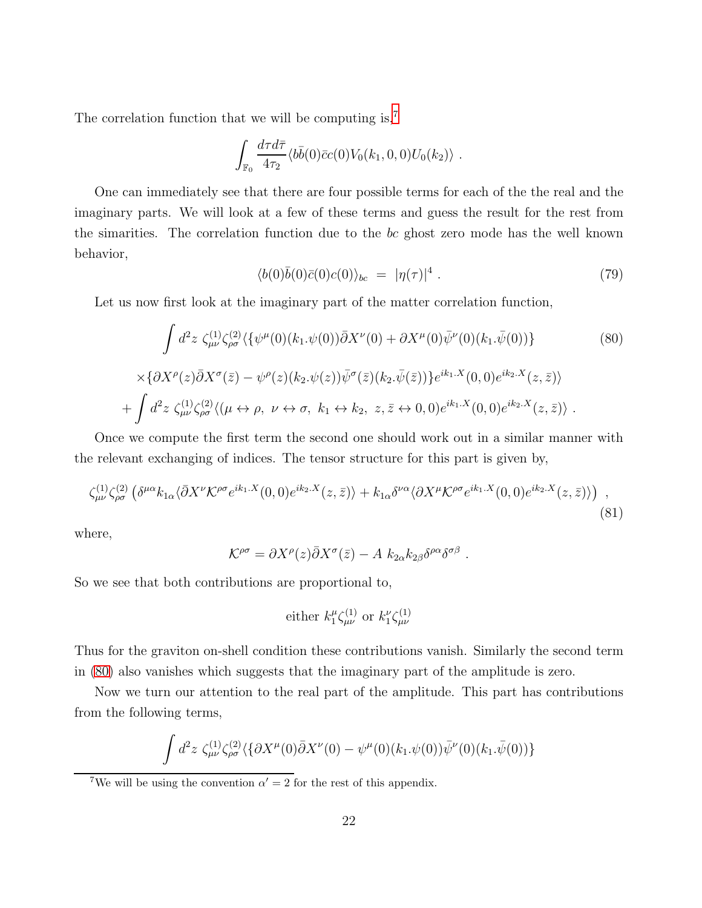The correlation function that we will be computing is,[7]

$$\int_{\mathbb{F}_0} \frac{d\tau d\bar{\tau}}{4\tau_2} \langle b\bar{b}(0)\bar{c}c(0)V_0(k_1,0,0)U_0(k_2)\rangle \ .$$

One can immediately see that there are four possible terms for each of the the real and the imaginary parts. We will look at a few of these terms and guess the result for the rest from the simarities. The correlation function due to the $bc$ ghost zero mode has the well known behavior,

$$\langle b(0)\bar{b}(0)\bar{c}(0)c(0)\rangle_{bc} \ = \ |\eta(\tau)|^4 \ . \tag{79}$$

Let us now first look at the imaginary part of the matter correlation function,

$$\begin{aligned}
&\int d^2z \ \zeta^{(1)}_{\mu\nu}\zeta^{(2)}_{\rho\sigma}\langle\{\psi^\mu(0)(k_1.\psi(0))\bar{\partial}X^\nu(0) + \partial X^\mu(0)\bar{\psi}^\nu(0)(k_1.\bar{\psi}(0))\} \\
&\times\{\partial X^\rho(z)\bar{\partial}X^\sigma(\bar{z}) - \psi^\rho(z)(k_2.\psi(z))\bar{\psi}^\sigma(\bar{z})(k_2.\bar{\psi}(\bar{z}))\}e^{ik_1.X}(0,0)e^{ik_2.X}(z,\bar{z})\rangle \\
&+\int d^2z \ \zeta^{(1)}_{\mu\nu}\zeta^{(2)}_{\rho\sigma}\langle(\mu\leftrightarrow\rho, \ \nu\leftrightarrow\sigma, \ k_1\leftrightarrow k_2, \ z,\bar{z}\leftrightarrow 0,0)e^{ik_1.X}(0,0)e^{ik_2.X}(z,\bar{z})\rangle \ .
\end{aligned} \tag{80}$$

Once we compute the first term the second one should work out in a similar manner with the relevant exchanging of indices. The tensor structure for this part is given by,

$$\zeta^{(1)}_{\mu\nu}\zeta^{(2)}_{\rho\sigma}\left(\delta^{\mu\alpha}k_{1\alpha}\langle\bar{\partial}X^\nu\mathcal{K}^{\rho\sigma}e^{ik_1.X}(0,0)e^{ik_2.X}(z,\bar{z})\rangle + k_{1\alpha}\delta^{\nu\alpha}\langle\partial X^\mu\mathcal{K}^{\rho\sigma}e^{ik_1.X}(0,0)e^{ik_2.X}(z,\bar{z})\rangle\right) \ , \tag{81}$$

where,

$$\mathcal{K}^{\rho\sigma} = \partial X^\rho(z)\bar{\partial}X^\sigma(\bar{z}) - A \ k_{2\alpha}k_{2\beta}\delta^{\rho\alpha}\delta^{\sigma\beta} \ .$$

So we see that both contributions are proportional to,

$$\text{either } k_1^\mu\zeta^{(1)}_{\mu\nu} \text{ or } k_1^\nu\zeta^{(1)}_{\mu\nu}$$

Thus for the graviton on-shell condition these contributions vanish. Similarly the second term in (80) also vanishes which suggests that the imaginary part of the amplitude is zero.

Now we turn our attention to the real part of the amplitude. This part has contributions from the following terms,

$$\int d^2z \ \zeta^{(1)}_{\mu\nu}\zeta^{(2)}_{\rho\sigma}\langle\{\partial X^\mu(0)\bar{\partial}X^\nu(0) - \psi^\mu(0)(k_1.\psi(0))\bar{\psi}^\nu(0)(k_1.\bar{\psi}(0))\}$$

[7] We will be using the convention $\alpha' = 2$ for the rest of this appendix.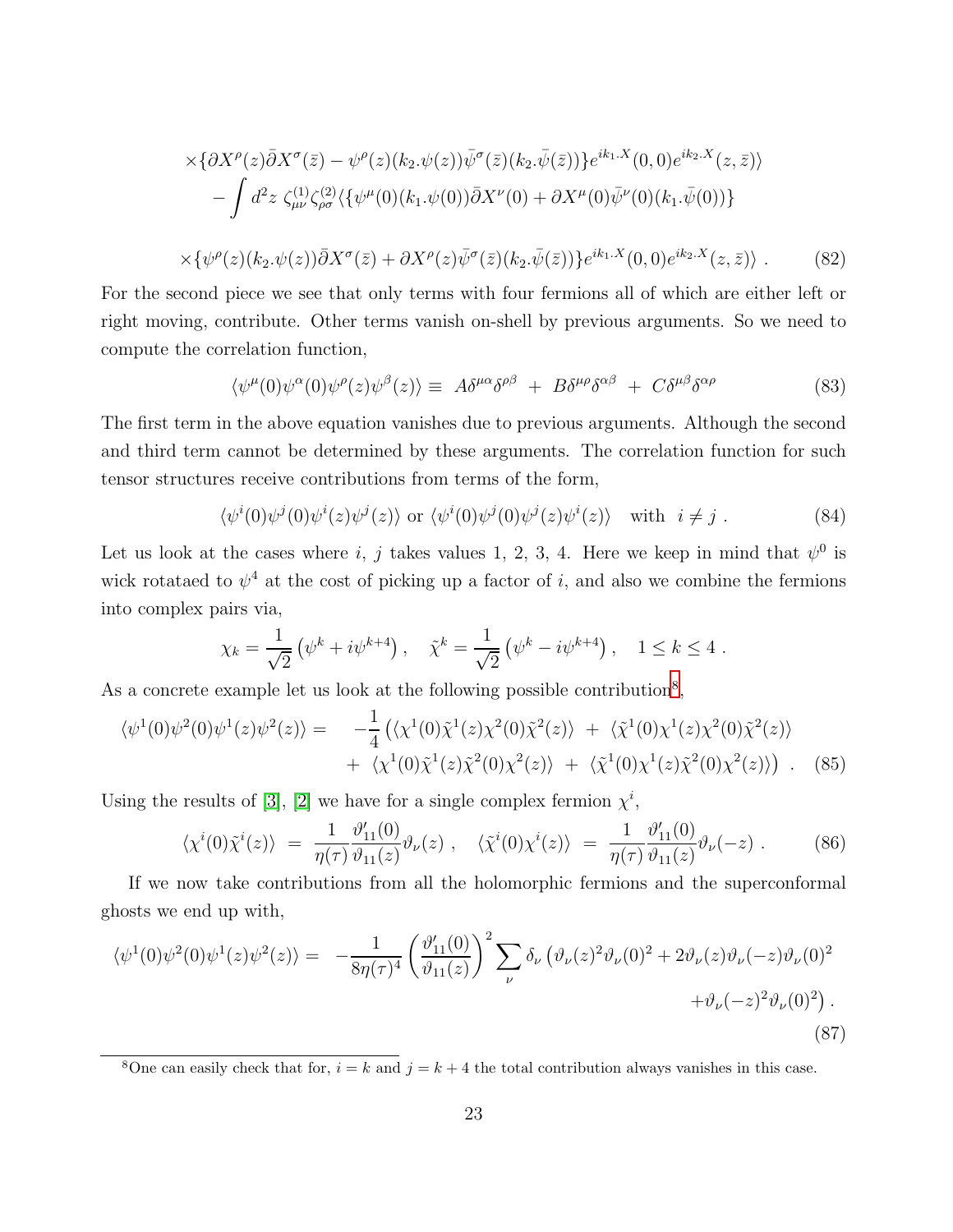$$\times\{\partial X^\rho(z)\bar{\partial} X^\sigma(\bar{z}) - \psi^\rho(z)(k_2.\psi(z))\bar{\psi}^\sigma(\bar{z})(k_2.\bar{\psi}(\bar{z}))\}e^{ik_1.X}(0,0)e^{ik_2.X}(z,\bar{z})\rangle$$
$$-\int d^2z\ \zeta^{(1)}_{\mu\nu}\zeta^{(2)}_{\rho\sigma}\langle\{\psi^\mu(0)(k_1.\psi(0))\bar{\partial}X^\nu(0) + \partial X^\mu(0)\bar{\psi}^\nu(0)(k_1.\bar{\psi}(0))\}$$

$$\times\{\psi^\rho(z)(k_2.\psi(z))\bar{\partial}X^\sigma(\bar{z}) + \partial X^\rho(z)\bar{\psi}^\sigma(\bar{z})(k_2.\bar{\psi}(\bar{z}))\}e^{ik_1.X}(0,0)e^{ik_2.X}(z,\bar{z})\rangle\ . \qquad (82)$$

For the second piece we see that only terms with four fermions all of which are either left or right moving, contribute. Other terms vanish on-shell by previous arguments. So we need to compute the correlation function,

$$\langle\psi^\mu(0)\psi^\alpha(0)\psi^\rho(z)\psi^\beta(z)\rangle \equiv\ A\delta^{\mu\alpha}\delta^{\rho\beta}\ +\ B\delta^{\mu\rho}\delta^{\alpha\beta}\ +\ C\delta^{\mu\beta}\delta^{\alpha\rho} \qquad (83)$$

The first term in the above equation vanishes due to previous arguments. Although the second and third term cannot be determined by these arguments. The correlation function for such tensor structures receive contributions from terms of the form,

$$\langle\psi^i(0)\psi^j(0)\psi^i(z)\psi^j(z)\rangle \text{ or } \langle\psi^i(0)\psi^j(0)\psi^j(z)\psi^i(z)\rangle \quad \text{with}\ \ i\neq j\ . \qquad (84)$$

Let us look at the cases where $i$, $j$ takes values 1, 2, 3, 4. Here we keep in mind that $\psi^0$ is wick rotataed to $\psi^4$ at the cost of picking up a factor of $i$, and also we combine the fermions into complex pairs via,

$$\chi_k = \frac{1}{\sqrt{2}}\left(\psi^k + i\psi^{k+4}\right),\quad \tilde{\chi}^k = \frac{1}{\sqrt{2}}\left(\psi^k - i\psi^{k+4}\right),\quad 1\leq k\leq 4\ .$$

As a concrete example let us look at the following possible contribution[8],

$$\langle\psi^1(0)\psi^2(0)\psi^1(z)\psi^2(z)\rangle = \quad -\frac{1}{4}\left(\langle\chi^1(0)\tilde{\chi}^1(z)\chi^2(0)\tilde{\chi}^2(z)\rangle\ +\ \langle\tilde{\chi}^1(0)\chi^1(z)\chi^2(0)\tilde{\chi}^2(z)\rangle\right.$$
$$\left. +\ \langle\chi^1(0)\tilde{\chi}^1(z)\tilde{\chi}^2(0)\chi^2(z)\rangle\ +\ \langle\tilde{\chi}^1(0)\chi^1(z)\tilde{\chi}^2(0)\chi^2(z)\rangle\right)\ . \qquad (85)$$

Using the results of [3], [2] we have for a single complex fermion $\chi^i$,

$$\langle\chi^i(0)\tilde{\chi}^i(z)\rangle\ =\ \frac{1}{\eta(\tau)}\frac{\vartheta'_{11}(0)}{\vartheta_{11}(z)}\vartheta_\nu(z)\ ,\quad \langle\tilde{\chi}^i(0)\chi^i(z)\rangle\ =\ \frac{1}{\eta(\tau)}\frac{\vartheta'_{11}(0)}{\vartheta_{11}(z)}\vartheta_\nu(-z)\ . \qquad (86)$$

If we now take contributions from all the holomorphic fermions and the superconformal ghosts we end up with,

$$\langle\psi^1(0)\psi^2(0)\psi^1(z)\psi^2(z)\rangle = \ -\frac{1}{8\eta(\tau)^4}\left(\frac{\vartheta'_{11}(0)}{\vartheta_{11}(z)}\right)^2\sum_\nu\delta_\nu\left(\vartheta_\nu(z)^2\vartheta_\nu(0)^2 + 2\vartheta_\nu(z)\vartheta_\nu(-z)\vartheta_\nu(0)^2\right.$$
$$\left. +\vartheta_\nu(-z)^2\vartheta_\nu(0)^2\right). \qquad (87)$$

[8] One can easily check that for, $i = k$ and $j = k+4$ the total contribution always vanishes in this case.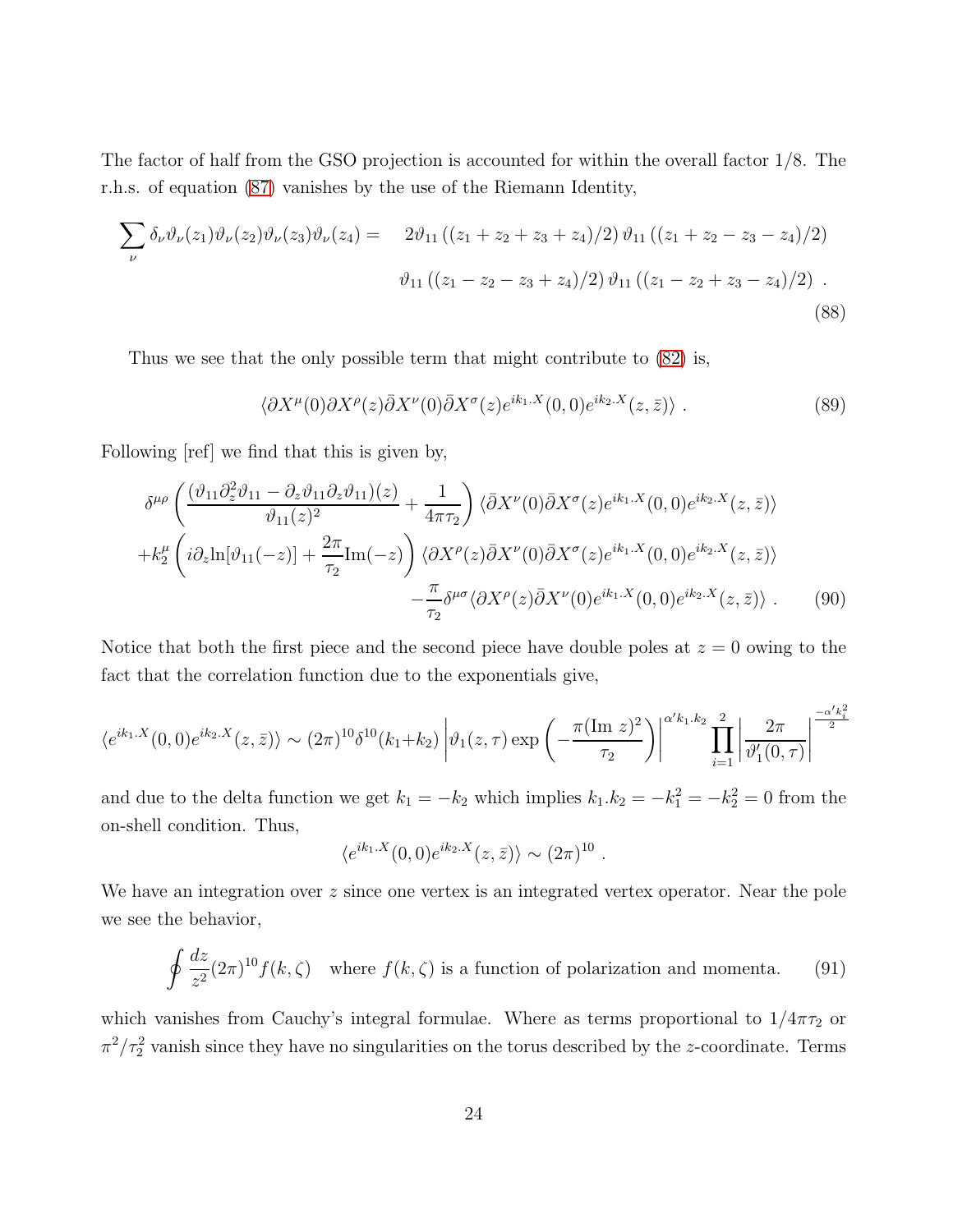The factor of half from the GSO projection is accounted for within the overall factor 1/8. The r.h.s. of equation (87) vanishes by the use of the Riemann Identity,

$$\sum_\nu \delta_\nu \vartheta_\nu(z_1)\vartheta_\nu(z_2)\vartheta_\nu(z_3)\vartheta_\nu(z_4) = \quad 2\vartheta_{11}\left((z_1+z_2+z_3+z_4)/2\right)\vartheta_{11}\left((z_1+z_2-z_3-z_4)/2\right)$$
$$\vartheta_{11}\left((z_1-z_2-z_3+z_4)/2\right)\vartheta_{11}\left((z_1-z_2+z_3-z_4)/2\right) \ . \tag{88}$$

Thus we see that the only possible term that might contribute to (82) is,

$$\langle \partial X^\mu(0)\partial X^\rho(z)\bar{\partial} X^\nu(0)\bar{\partial} X^\sigma(z) e^{ik_1.X}(0,0)e^{ik_2.X}(z,\bar{z})\rangle \ . \tag{89}$$

Following [ref] we find that this is given by,

$$\begin{aligned}
&\delta^{\mu\rho}\left(\frac{(\vartheta_{11}\partial_z^2\vartheta_{11} - \partial_z\vartheta_{11}\partial_z\vartheta_{11})(z)}{\vartheta_{11}(z)^2} + \frac{1}{4\pi\tau_2}\right)\langle \bar{\partial} X^\nu(0)\bar{\partial} X^\sigma(z) e^{ik_1.X}(0,0)e^{ik_2.X}(z,\bar{z})\rangle \\
&+k_2^\mu\left(i\partial_z \ln[\vartheta_{11}(-z)] + \frac{2\pi}{\tau_2}\mathrm{Im}(-z)\right)\langle \partial X^\rho(z)\bar{\partial} X^\nu(0)\bar{\partial} X^\sigma(z) e^{ik_1.X}(0,0)e^{ik_2.X}(z,\bar{z})\rangle \\
&\qquad -\frac{\pi}{\tau_2}\delta^{\mu\sigma}\langle \partial X^\rho(z)\bar{\partial} X^\nu(0) e^{ik_1.X}(0,0)e^{ik_2.X}(z,\bar{z})\rangle \ .
\end{aligned} \tag{90}$$

Notice that both the first piece and the second piece have double poles at $z=0$ owing to the fact that the correlation function due to the exponentials give,

$$\langle e^{ik_1.X}(0,0)e^{ik_2.X}(z,\bar{z})\rangle \sim (2\pi)^{10}\delta^{10}(k_1+k_2)\left|\vartheta_1(z,\tau)\exp\left(-\frac{\pi(\mathrm{Im}\ z)^2}{\tau_2}\right)\right|^{\alpha' k_1.k_2}\prod_{i=1}^{2}\left|\frac{2\pi}{\vartheta_1'(0,\tau)}\right|^{\frac{-\alpha' k_i^2}{2}}$$

and due to the delta function we get $k_1 = -k_2$ which implies $k_1.k_2 = -k_1^2 = -k_2^2 = 0$ from the on-shell condition. Thus,

$$\langle e^{ik_1.X}(0,0)e^{ik_2.X}(z,\bar{z})\rangle \sim (2\pi)^{10} \ .$$

We have an integration over $z$ since one vertex is an integrated vertex operator. Near the pole we see the behavior,

$$\oint \frac{dz}{z^2}(2\pi)^{10} f(k,\zeta) \quad \text{where } f(k,\zeta) \text{ is a function of polarization and momenta.} \tag{91}$$

which vanishes from Cauchy's integral formulae. Where as terms proportional to $1/4\pi\tau_2$ or $\pi^2/\tau_2^2$ vanish since they have no singularities on the torus described by the $z$-coordinate. Terms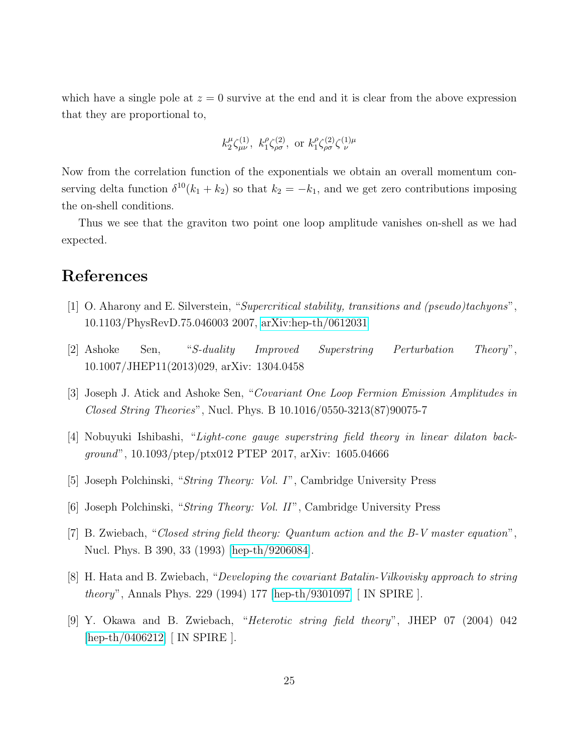which have a single pole at $z = 0$ survive at the end and it is clear from the above expression that they are proportional to,

$$k_2^\mu \zeta^{(1)}_{\mu\nu}, \; k_1^\rho \zeta^{(2)}_{\rho\sigma}, \; \text{or } k_1^\rho \zeta^{(2)}_{\rho\sigma} \zeta^{(1)\mu}_{\;\;\nu}$$

Now from the correlation function of the exponentials we obtain an overall momentum conserving delta function $\delta^{10}(k_1 + k_2)$ so that $k_2 = -k_1$, and we get zero contributions imposing the on-shell conditions.

Thus we see that the graviton two point one loop amplitude vanishes on-shell as we had expected.

# References

[1] O. Aharony and E. Silverstein, "*Supercritical stability, transitions and (pseudo)tachyons*", 10.1103/PhysRevD.75.046003 2007, arXiv:hep-th/0612031

[2] Ashoke Sen, "*S-duality Improved Superstring Perturbation Theory*", 10.1007/JHEP11(2013)029, arXiv: 1304.0458

[3] Joseph J. Atick and Ashoke Sen, "*Covariant One Loop Fermion Emission Amplitudes in Closed String Theories*", Nucl. Phys. B 10.1016/0550-3213(87)90075-7

[4] Nobuyuki Ishibashi, "*Light-cone gauge superstring field theory in linear dilaton background*", 10.1093/ptep/ptx012 PTEP 2017, arXiv: 1605.04666

[5] Joseph Polchinski, "*String Theory: Vol. I*", Cambridge University Press

[6] Joseph Polchinski, "*String Theory: Vol. II*", Cambridge University Press

[7] B. Zwiebach, "*Closed string field theory: Quantum action and the B-V master equation*", Nucl. Phys. B 390, 33 (1993) [hep-th/9206084].

[8] H. Hata and B. Zwiebach, "*Developing the covariant Batalin-Vilkovisky approach to string theory*", Annals Phys. 229 (1994) 177 [hep-th/9301097] [ IN SPIRE ].

[9] Y. Okawa and B. Zwiebach, "*Heterotic string field theory*", JHEP 07 (2004) 042 [hep-th/0406212] [ IN SPIRE ].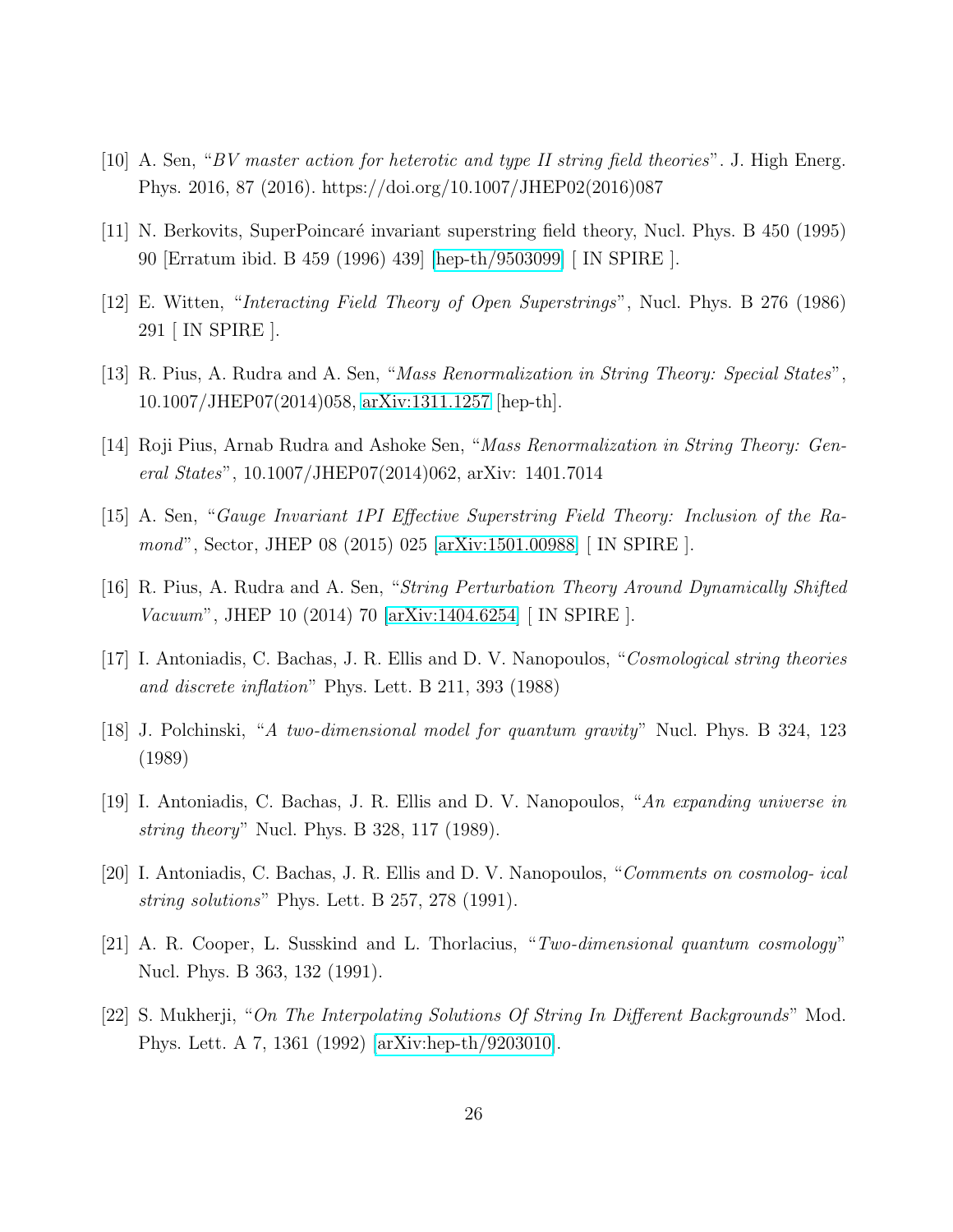[10] A. Sen, "*BV master action for heterotic and type II string field theories*". J. High Energ. Phys. 2016, 87 (2016). https://doi.org/10.1007/JHEP02(2016)087

[11] N. Berkovits, SuperPoincaré invariant superstring field theory, Nucl. Phys. B 450 (1995) 90 [Erratum ibid. B 459 (1996) 439] [hep-th/9503099] [ IN SPIRE ].

[12] E. Witten, "*Interacting Field Theory of Open Superstrings*", Nucl. Phys. B 276 (1986) 291 [ IN SPIRE ].

[13] R. Pius, A. Rudra and A. Sen, "*Mass Renormalization in String Theory: Special States*", 10.1007/JHEP07(2014)058, arXiv:1311.1257 [hep-th].

[14] Roji Pius, Arnab Rudra and Ashoke Sen, "*Mass Renormalization in String Theory: General States*", 10.1007/JHEP07(2014)062, arXiv: 1401.7014

[15] A. Sen, "*Gauge Invariant 1PI Effective Superstring Field Theory: Inclusion of the Ramond*", Sector, JHEP 08 (2015) 025 [arXiv:1501.00988] [ IN SPIRE ].

[16] R. Pius, A. Rudra and A. Sen, "*String Perturbation Theory Around Dynamically Shifted Vacuum*", JHEP 10 (2014) 70 [arXiv:1404.6254] [ IN SPIRE ].

[17] I. Antoniadis, C. Bachas, J. R. Ellis and D. V. Nanopoulos, "*Cosmological string theories and discrete inflation*" Phys. Lett. B 211, 393 (1988)

[18] J. Polchinski, "*A two-dimensional model for quantum gravity*" Nucl. Phys. B 324, 123 (1989)

[19] I. Antoniadis, C. Bachas, J. R. Ellis and D. V. Nanopoulos, "*An expanding universe in string theory*" Nucl. Phys. B 328, 117 (1989).

[20] I. Antoniadis, C. Bachas, J. R. Ellis and D. V. Nanopoulos, "*Comments on cosmolog- ical string solutions*" Phys. Lett. B 257, 278 (1991).

[21] A. R. Cooper, L. Susskind and L. Thorlacius, "*Two-dimensional quantum cosmology*" Nucl. Phys. B 363, 132 (1991).

[22] S. Mukherji, "*On The Interpolating Solutions Of String In Different Backgrounds*" Mod. Phys. Lett. A 7, 1361 (1992) [arXiv:hep-th/9203010].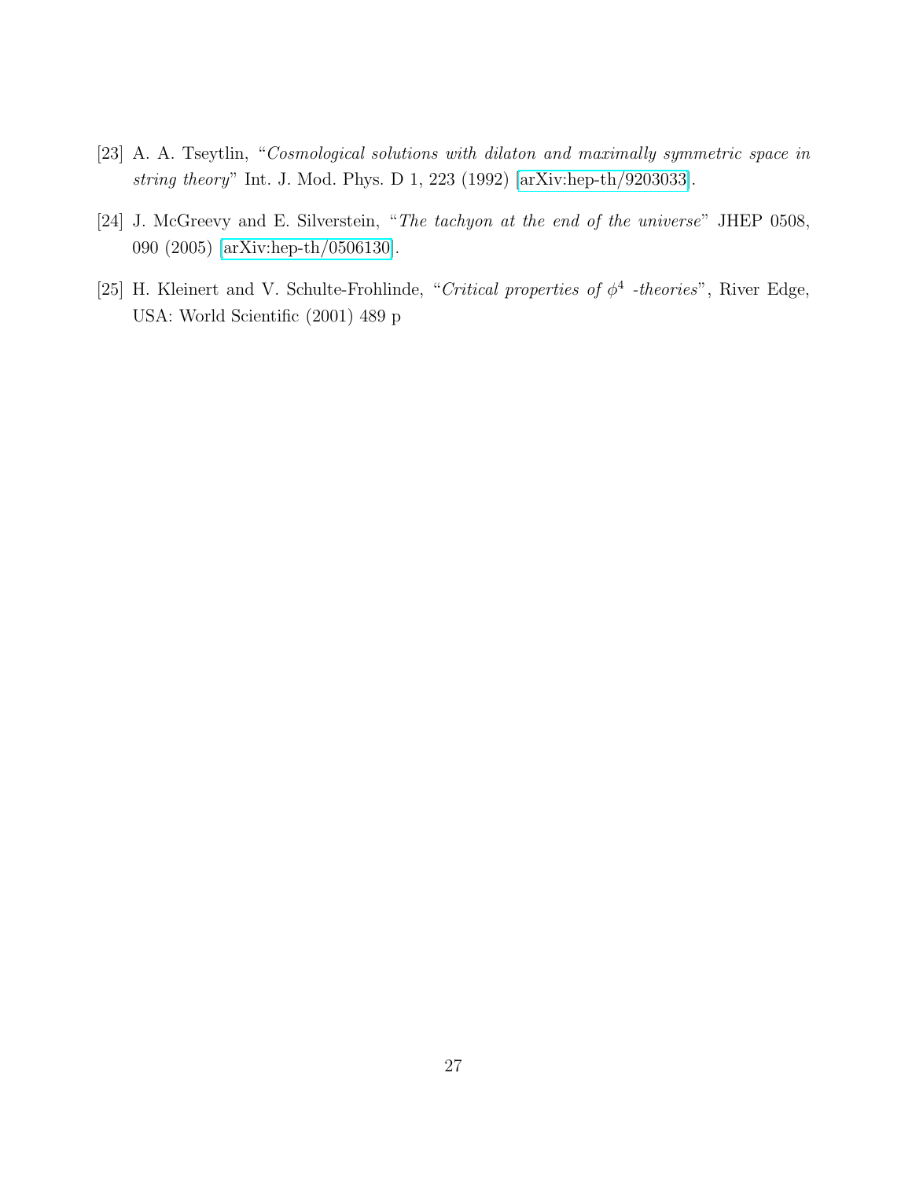[23] A. A. Tseytlin, "*Cosmological solutions with dilaton and maximally symmetric space in string theory*" Int. J. Mod. Phys. D 1, 223 (1992) [arXiv:hep-th/9203033].

[24] J. McGreevy and E. Silverstein, "*The tachyon at the end of the universe*" JHEP 0508, 090 (2005) [arXiv:hep-th/0506130].

[25] H. Kleinert and V. Schulte-Frohlinde, "*Critical properties of $\phi^4$ -theories*", River Edge, USA: World Scientific (2001) 489 p